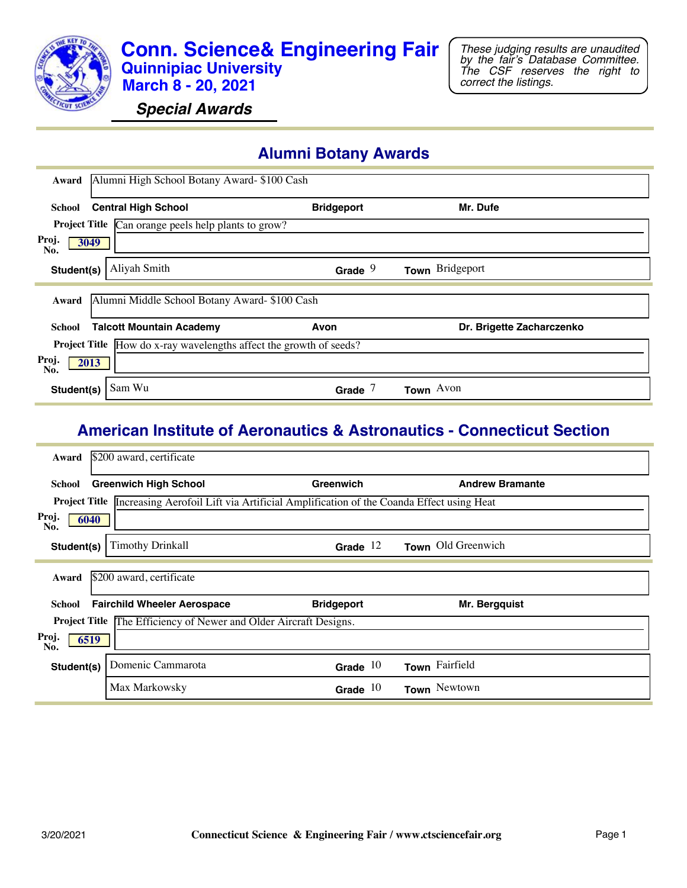# Conn. Science& Engineering Fair
## Quinnipiac University
## March 8 - 20, 2021

*These judging results are unaudited by the fair's Database Committee. The CSF reserves the right to correct the listings.*

### *Special Awards*

## Alumni Botany Awards

**Award** Alumni High School Botany Award- $100 Cash

**School** Central High School — Bridgeport — Mr. Dufe

**Project Title** Can orange peels help plants to grow?

**Proj. No.** 3049

| Student(s) | Grade | Town |
|---|---|---|
| Aliyah Smith | 9 | Bridgeport |

**Award** Alumni Middle School Botany Award- $100 Cash

**School** Talcott Mountain Academy — Avon — Dr. Brigette Zacharczenko

**Project Title** How do x-ray wavelengths affect the growth of seeds?

**Proj. No.** 2013

| Student(s) | Grade | Town |
|---|---|---|
| Sam Wu | 7 | Avon |

## American Institute of Aeronautics & Astronautics - Connecticut Section

**Award** $200 award, certificate

**School** Greenwich High School — Greenwich — Andrew Bramante

**Project Title** Increasing Aerofoil Lift via Artificial Amplification of the Coanda Effect using Heat

**Proj. No.** 6040

| Student(s) | Grade | Town |
|---|---|---|
| Timothy Drinkall | 12 | Old Greenwich |

**Award** $200 award, certificate

**School** Fairchild Wheeler Aerospace — Bridgeport — Mr. Bergquist

**Project Title** The Efficiency of Newer and Older Aircraft Designs.

**Proj. No.** 6519

| Student(s) | Grade | Town |
|---|---|---|
| Domenic Cammarota | 10 | Fairfield |
| Max Markowsky | 10 | Newtown |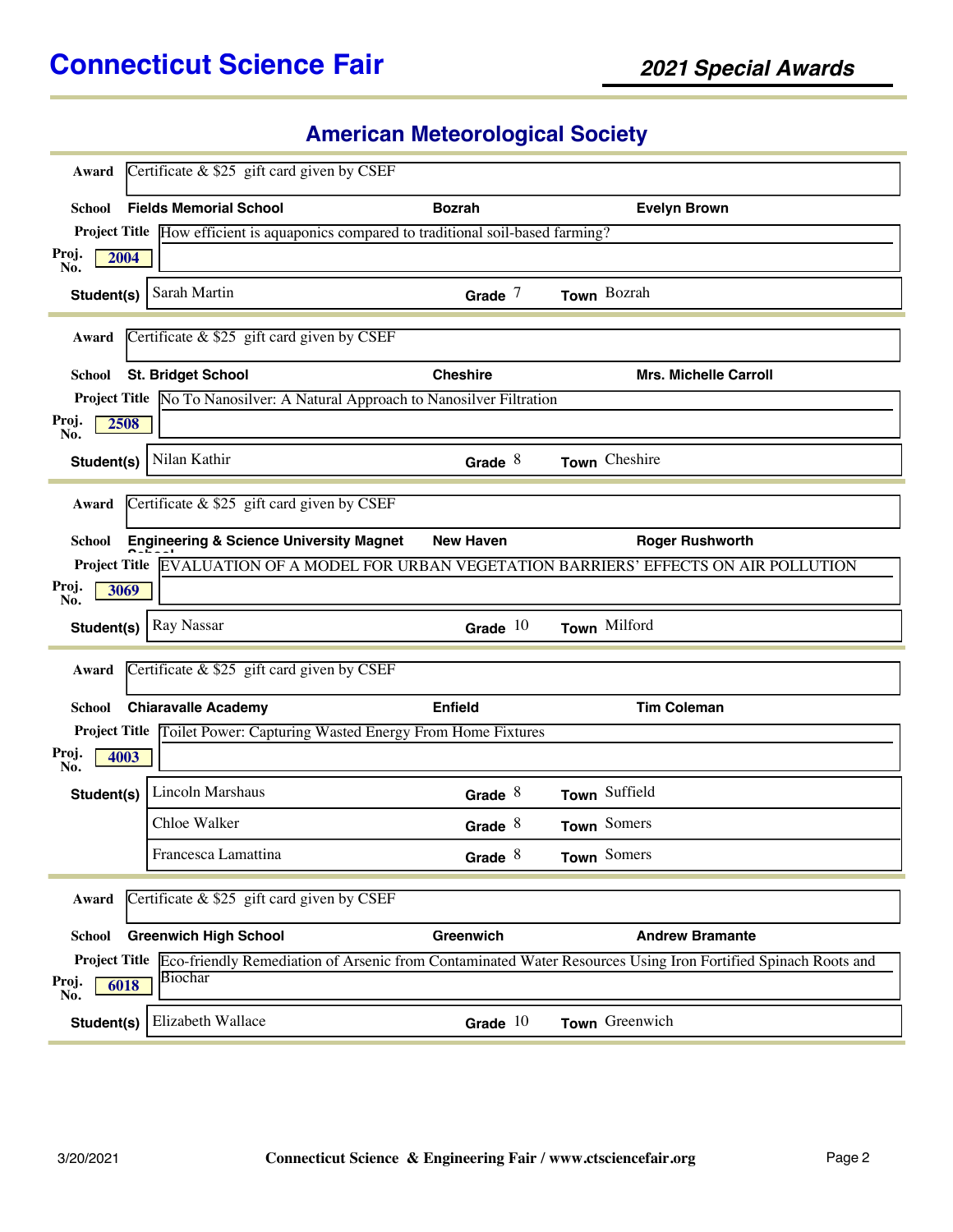## American Meteorological Society

**Award** Certificate & $25 gift card given by CSEF

**School** Fields Memorial School — Bozrah — Evelyn Brown

**Project Title** How efficient is aquaponics compared to traditional soil-based farming?

**Proj. No.** 2004

| Student(s) | Grade | Town |
|---|---|---|
| Sarah Martin | 7 | Bozrah |

---

**Award** Certificate & $25 gift card given by CSEF

**School** St. Bridget School — Cheshire — Mrs. Michelle Carroll

**Project Title** No To Nanosilver: A Natural Approach to Nanosilver Filtration

**Proj. No.** 2508

| Student(s) | Grade | Town |
|---|---|---|
| Nilan Kathir | 8 | Cheshire |

---

**Award** Certificate & $25 gift card given by CSEF

**School** Engineering & Science University Magnet School — New Haven — Roger Rushworth

**Project Title** EVALUATION OF A MODEL FOR URBAN VEGETATION BARRIERS' EFFECTS ON AIR POLLUTION

**Proj. No.** 3069

| Student(s) | Grade | Town |
|---|---|---|
| Ray Nassar | 10 | Milford |

---

**Award** Certificate & $25 gift card given by CSEF

**School** Chiaravalle Academy — Enfield — Tim Coleman

**Project Title** Toilet Power: Capturing Wasted Energy From Home Fixtures

**Proj. No.** 4003

| Student(s) | Grade | Town |
|---|---|---|
| Lincoln Marshaus | 8 | Suffield |
| Chloe Walker | 8 | Somers |
| Francesca Lamattina | 8 | Somers |

---

**Award** Certificate & $25 gift card given by CSEF

**School** Greenwich High School — Greenwich — Andrew Bramante

**Project Title** Eco-friendly Remediation of Arsenic from Contaminated Water Resources Using Iron Fortified Spinach Roots and Biochar

**Proj. No.** 6018

| Student(s) | Grade | Town |
|---|---|---|
| Elizabeth Wallace | 10 | Greenwich |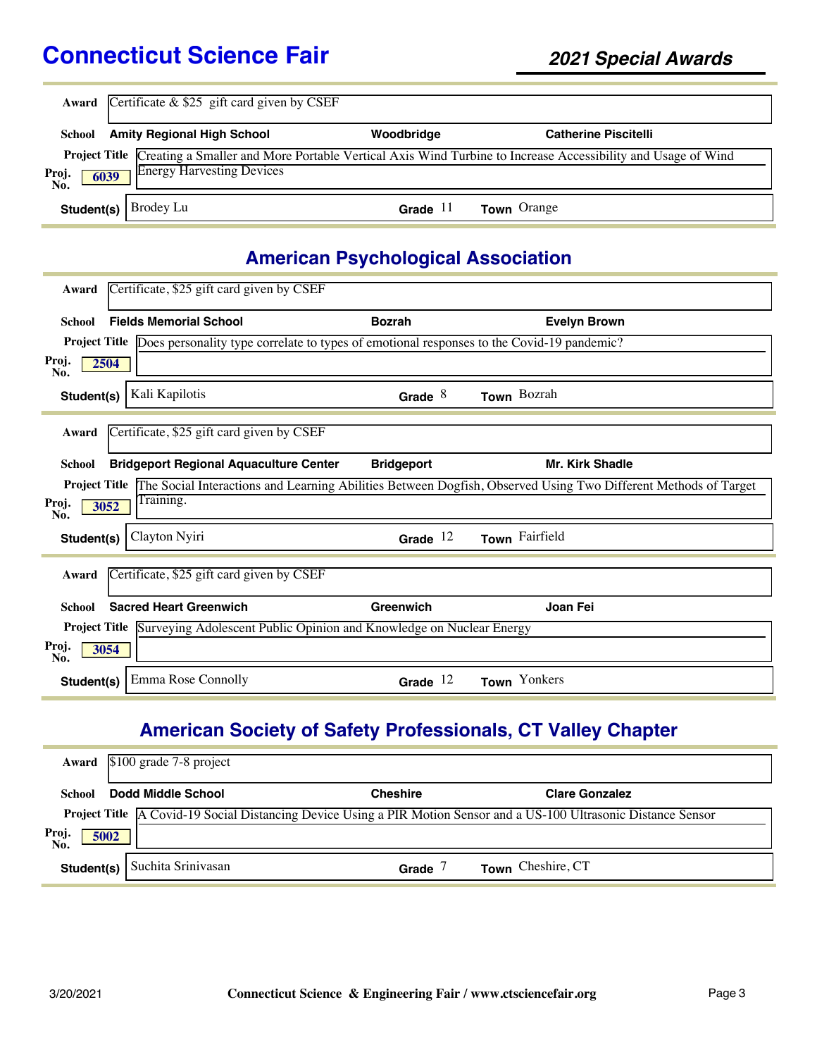**Award** Certificate & $25 gift card given by CSEF

**School** Amity Regional High School | Woodbridge | Catherine Piscitelli

**Project Title** Creating a Smaller and More Portable Vertical Axis Wind Turbine to Increase Accessibility and Usage of Wind Energy Harvesting Devices

**Proj. No.** 6039

**Student(s)** Brodey Lu | **Grade** 11 | **Town** Orange

## American Psychological Association

**Award** Certificate, $25 gift card given by CSEF

**School** Fields Memorial School | Bozrah | Evelyn Brown

**Project Title** Does personality type correlate to types of emotional responses to the Covid-19 pandemic?

**Proj. No.** 2504

**Student(s)** Kali Kapilotis | **Grade** 8 | **Town** Bozrah

---

**Award** Certificate, $25 gift card given by CSEF

**School** Bridgeport Regional Aquaculture Center | Bridgeport | Mr. Kirk Shadle

**Project Title** The Social Interactions and Learning Abilities Between Dogfish, Observed Using Two Different Methods of Target Training.

**Proj. No.** 3052

**Student(s)** Clayton Nyiri | **Grade** 12 | **Town** Fairfield

---

**Award** Certificate, $25 gift card given by CSEF

**School** Sacred Heart Greenwich | Greenwich | Joan Fei

**Project Title** Surveying Adolescent Public Opinion and Knowledge on Nuclear Energy

**Proj. No.** 3054

**Student(s)** Emma Rose Connolly | **Grade** 12 | **Town** Yonkers

## American Society of Safety Professionals, CT Valley Chapter

**Award** $100 grade 7-8 project

**School** Dodd Middle School | Cheshire | Clare Gonzalez

**Project Title** A Covid-19 Social Distancing Device Using a PIR Motion Sensor and a US-100 Ultrasonic Distance Sensor

**Proj. No.** 5002

**Student(s)** Suchita Srinivasan | **Grade** 7 | **Town** Cheshire, CT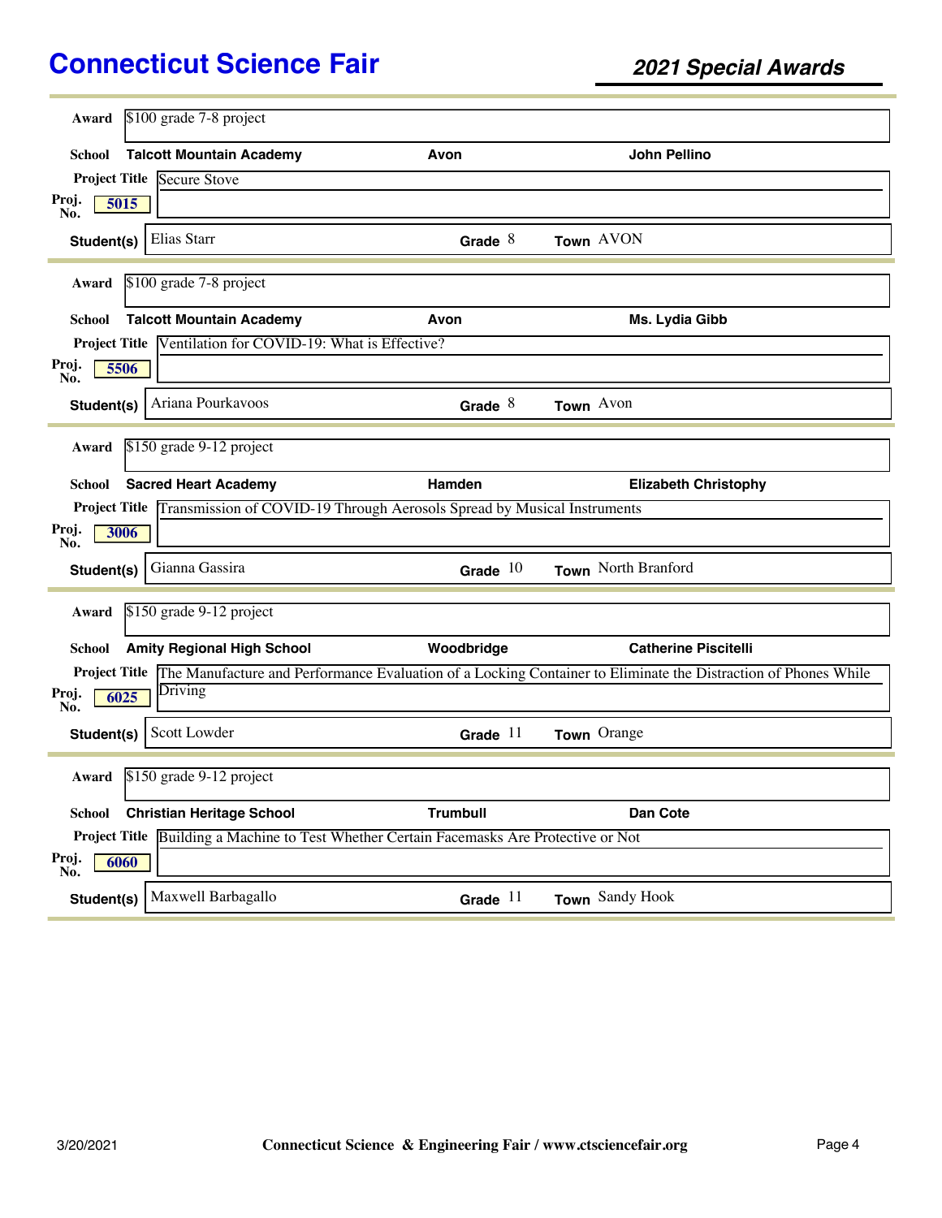# Connecticut Science Fair

## 2021 Special Awards

**Award** $100 grade 7-8 project

**School** Talcott Mountain Academy — Avon — John Pellino

**Project Title** Secure Stove

**Proj. No.** 5015

**Student(s)** Elias Starr — **Grade** 8 — **Town** AVON

---

**Award** $100 grade 7-8 project

**School** Talcott Mountain Academy — Avon — Ms. Lydia Gibb

**Project Title** Ventilation for COVID-19: What is Effective?

**Proj. No.** 5506

**Student(s)** Ariana Pourkavoos — **Grade** 8 — **Town** Avon

---

**Award** $150 grade 9-12 project

**School** Sacred Heart Academy — Hamden — Elizabeth Christophy

**Project Title** Transmission of COVID-19 Through Aerosols Spread by Musical Instruments

**Proj. No.** 3006

**Student(s)** Gianna Gassira — **Grade** 10 — **Town** North Branford

---

**Award** $150 grade 9-12 project

**School** Amity Regional High School — Woodbridge — Catherine Piscitelli

**Project Title** The Manufacture and Performance Evaluation of a Locking Container to Eliminate the Distraction of Phones While Driving

**Proj. No.** 6025

**Student(s)** Scott Lowder — **Grade** 11 — **Town** Orange

---

**Award** $150 grade 9-12 project

**School** Christian Heritage School — Trumbull — Dan Cote

**Project Title** Building a Machine to Test Whether Certain Facemasks Are Protective or Not

**Proj. No.** 6060

**Student(s)** Maxwell Barbagallo — **Grade** 11 — **Town** Sandy Hook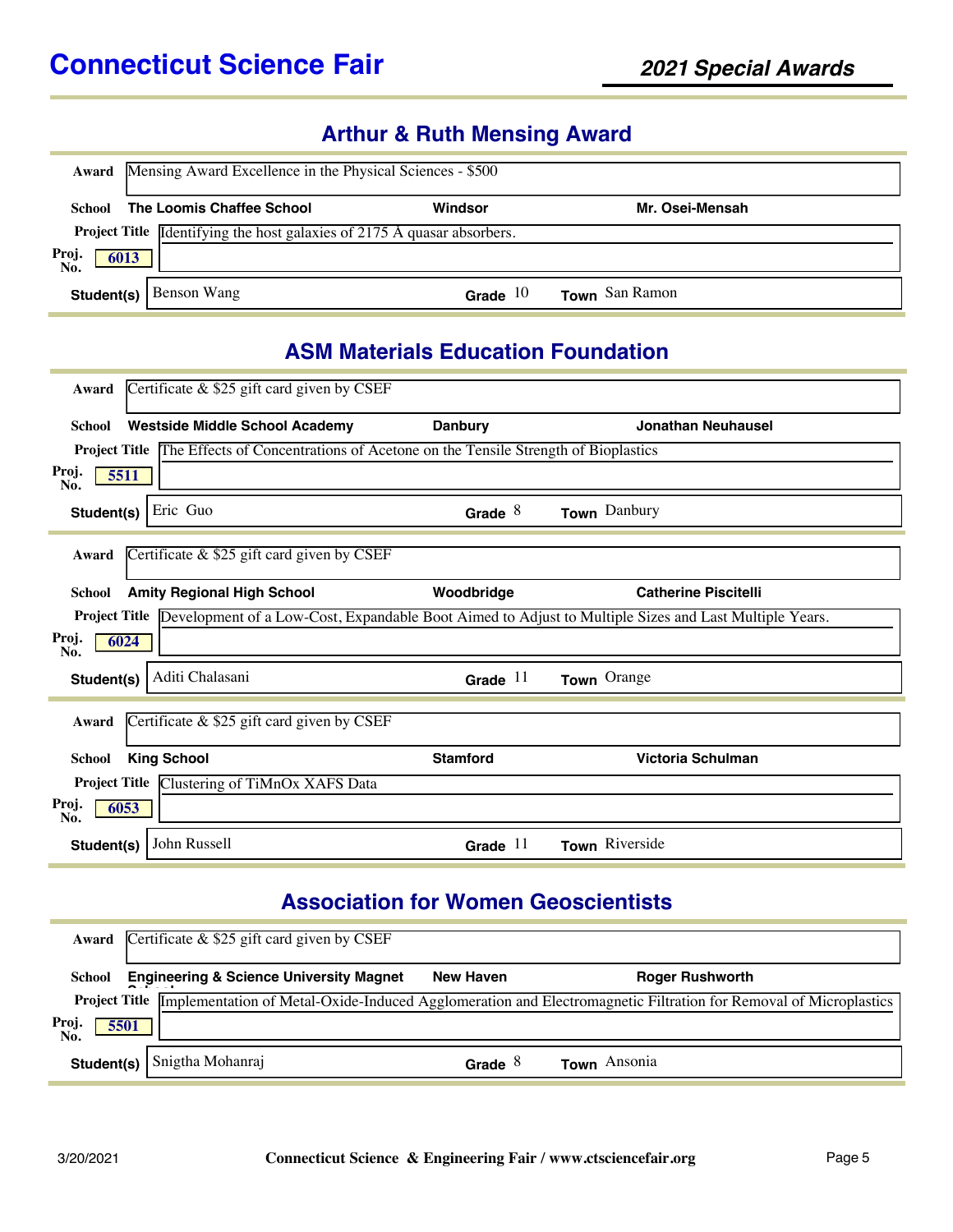## Arthur & Ruth Mensing Award

**Award** Mensing Award Excellence in the Physical Sciences - $500

**School** The Loomis Chaffee School | Windsor | Mr. Osei-Mensah

**Project Title** Identifying the host galaxies of 2175 Å quasar absorbers.

**Proj. No.** 6013

**Student(s)** Benson Wang | **Grade** 10 | **Town** San Ramon

## ASM Materials Education Foundation

**Award** Certificate & $25 gift card given by CSEF

**School** Westside Middle School Academy | Danbury | Jonathan Neuhausel

**Project Title** The Effects of Concentrations of Acetone on the Tensile Strength of Bioplastics

**Proj. No.** 5511

**Student(s)** Eric Guo | **Grade** 8 | **Town** Danbury

---

**Award** Certificate & $25 gift card given by CSEF

**School** Amity Regional High School | Woodbridge | Catherine Piscitelli

**Project Title** Development of a Low-Cost, Expandable Boot Aimed to Adjust to Multiple Sizes and Last Multiple Years.

**Proj. No.** 6024

**Student(s)** Aditi Chalasani | **Grade** 11 | **Town** Orange

---

**Award** Certificate & $25 gift card given by CSEF

**School** King School | Stamford | Victoria Schulman

**Project Title** Clustering of TiMnOx XAFS Data

**Proj. No.** 6053

**Student(s)** John Russell | **Grade** 11 | **Town** Riverside

## Association for Women Geoscientists

**Award** Certificate & $25 gift card given by CSEF

**School** Engineering & Science University Magnet School | New Haven | Roger Rushworth

**Project Title** Implementation of Metal-Oxide-Induced Agglomeration and Electromagnetic Filtration for Removal of Microplastics

**Proj. No.** 5501

**Student(s)** Snigtha Mohanraj | **Grade** 8 | **Town** Ansonia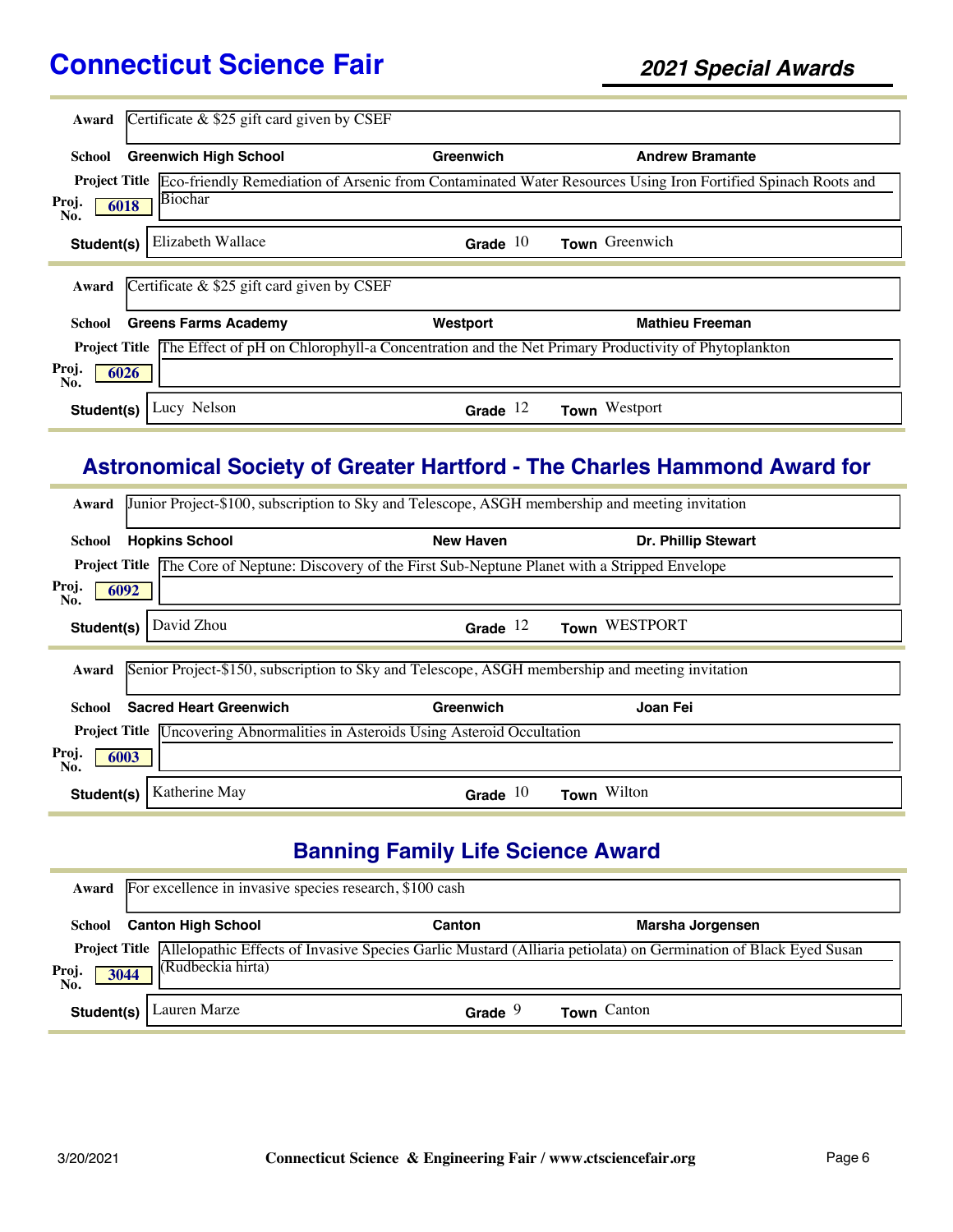**Award:** Certificate & $25 gift card given by CSEF

**School:** Greenwich High School | Greenwich | Andrew Bramante

**Project Title:** Eco-friendly Remediation of Arsenic from Contaminated Water Resources Using Iron Fortified Spinach Roots and Biochar

**Proj. No.:** 6018

**Student(s):** Elizabeth Wallace | **Grade** 10 | **Town** Greenwich

---

**Award:** Certificate & $25 gift card given by CSEF

**School:** Greens Farms Academy | Westport | Mathieu Freeman

**Project Title:** The Effect of pH on Chlorophyll-a Concentration and the Net Primary Productivity of Phytoplankton

**Proj. No.:** 6026

**Student(s):** Lucy Nelson | **Grade** 12 | **Town** Westport

---

## Astronomical Society of Greater Hartford - The Charles Hammond Award for

**Award:** Junior Project-$100, subscription to Sky and Telescope, ASGH membership and meeting invitation

**School:** Hopkins School | New Haven | Dr. Phillip Stewart

**Project Title:** The Core of Neptune: Discovery of the First Sub-Neptune Planet with a Stripped Envelope

**Proj. No.:** 6092

**Student(s):** David Zhou | **Grade** 12 | **Town** WESTPORT

---

**Award:** Senior Project-$150, subscription to Sky and Telescope, ASGH membership and meeting invitation

**School:** Sacred Heart Greenwich | Greenwich | Joan Fei

**Project Title:** Uncovering Abnormalities in Asteroids Using Asteroid Occultation

**Proj. No.:** 6003

**Student(s):** Katherine May | **Grade** 10 | **Town** Wilton

---

## Banning Family Life Science Award

**Award:** For excellence in invasive species research, $100 cash

**School:** Canton High School | Canton | Marsha Jorgensen

**Project Title:** Allelopathic Effects of Invasive Species Garlic Mustard (Alliaria petiolata) on Germination of Black Eyed Susan (Rudbeckia hirta)

**Proj. No.:** 3044

**Student(s):** Lauren Marze | **Grade** 9 | **Town** Canton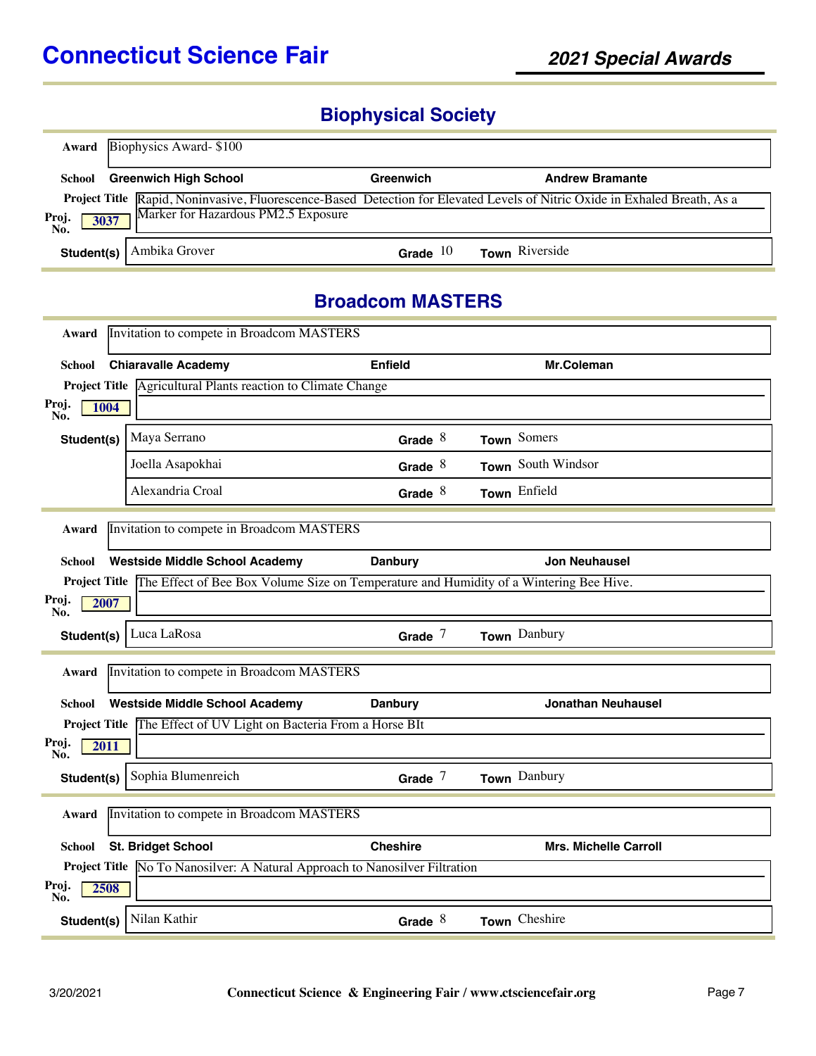# Connecticut Science Fair

## 2021 Special Awards

### Biophysical Society

**Award** Biophysics Award- $100

**School** Greenwich High School | Greenwich | Andrew Bramante

**Project Title** Rapid, Noninvasive, Fluorescence-Based Detection for Elevated Levels of Nitric Oxide in Exhaled Breath, As a Marker for Hazardous PM2.5 Exposure

**Proj. No.** 3037

| Student(s) | Grade | Town |
|---|---|---|
| Ambika Grover | 10 | Riverside |

### Broadcom MASTERS

**Award** Invitation to compete in Broadcom MASTERS

**School** Chiaravalle Academy | Enfield | Mr.Coleman

**Project Title** Agricultural Plants reaction to Climate Change

**Proj. No.** 1004

| Student(s) | Grade | Town |
|---|---|---|
| Maya Serrano | 8 | Somers |
| Joella Asapokhai | 8 | South Windsor |
| Alexandria Croal | 8 | Enfield |

**Award** Invitation to compete in Broadcom MASTERS

**School** Westside Middle School Academy | Danbury | Jon Neuhausel

**Project Title** The Effect of Bee Box Volume Size on Temperature and Humidity of a Wintering Bee Hive.

**Proj. No.** 2007

| Student(s) | Grade | Town |
|---|---|---|
| Luca LaRosa | 7 | Danbury |

**Award** Invitation to compete in Broadcom MASTERS

**School** Westside Middle School Academy | Danbury | Jonathan Neuhausel

**Project Title** The Effect of UV Light on Bacteria From a Horse BIt

**Proj. No.** 2011

| Student(s) | Grade | Town |
|---|---|---|
| Sophia Blumenreich | 7 | Danbury |

**Award** Invitation to compete in Broadcom MASTERS

**School** St. Bridget School | Cheshire | Mrs. Michelle Carroll

**Project Title** No To Nanosilver: A Natural Approach to Nanosilver Filtration

**Proj. No.** 2508

| Student(s) | Grade | Town |
|---|---|---|
| Nilan Kathir | 8 | Cheshire |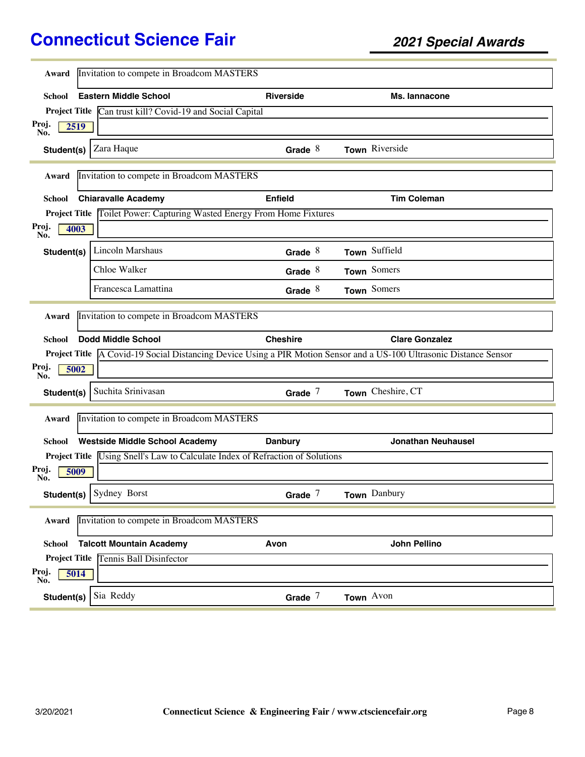# Connecticut Science Fair

## 2021 Special Awards

**Award** Invitation to compete in Broadcom MASTERS

**School** Eastern Middle School | Riverside | Ms. Iannacone

**Project Title** Can trust kill? Covid-19 and Social Capital

**Proj. No.** 2519

| Student(s) | Grade | Town |
|---|---|---|
| Zara Haque | 8 | Riverside |

---

**Award** Invitation to compete in Broadcom MASTERS

**School** Chiaravalle Academy | Enfield | Tim Coleman

**Project Title** Toilet Power: Capturing Wasted Energy From Home Fixtures

**Proj. No.** 4003

| Student(s) | Grade | Town |
|---|---|---|
| Lincoln Marshaus | 8 | Suffield |
| Chloe Walker | 8 | Somers |
| Francesca Lamattina | 8 | Somers |

---

**Award** Invitation to compete in Broadcom MASTERS

**School** Dodd Middle School | Cheshire | Clare Gonzalez

**Project Title** A Covid-19 Social Distancing Device Using a PIR Motion Sensor and a US-100 Ultrasonic Distance Sensor

**Proj. No.** 5002

| Student(s) | Grade | Town |
|---|---|---|
| Suchita Srinivasan | 7 | Cheshire, CT |

---

**Award** Invitation to compete in Broadcom MASTERS

**School** Westside Middle School Academy | Danbury | Jonathan Neuhausel

**Project Title** Using Snell's Law to Calculate Index of Refraction of Solutions

**Proj. No.** 5009

| Student(s) | Grade | Town |
|---|---|---|
| Sydney Borst | 7 | Danbury |

---

**Award** Invitation to compete in Broadcom MASTERS

**School** Talcott Mountain Academy | Avon | John Pellino

**Project Title** Tennis Ball Disinfector

**Proj. No.** 5014

| Student(s) | Grade | Town |
|---|---|---|
| Sia Reddy | 7 | Avon |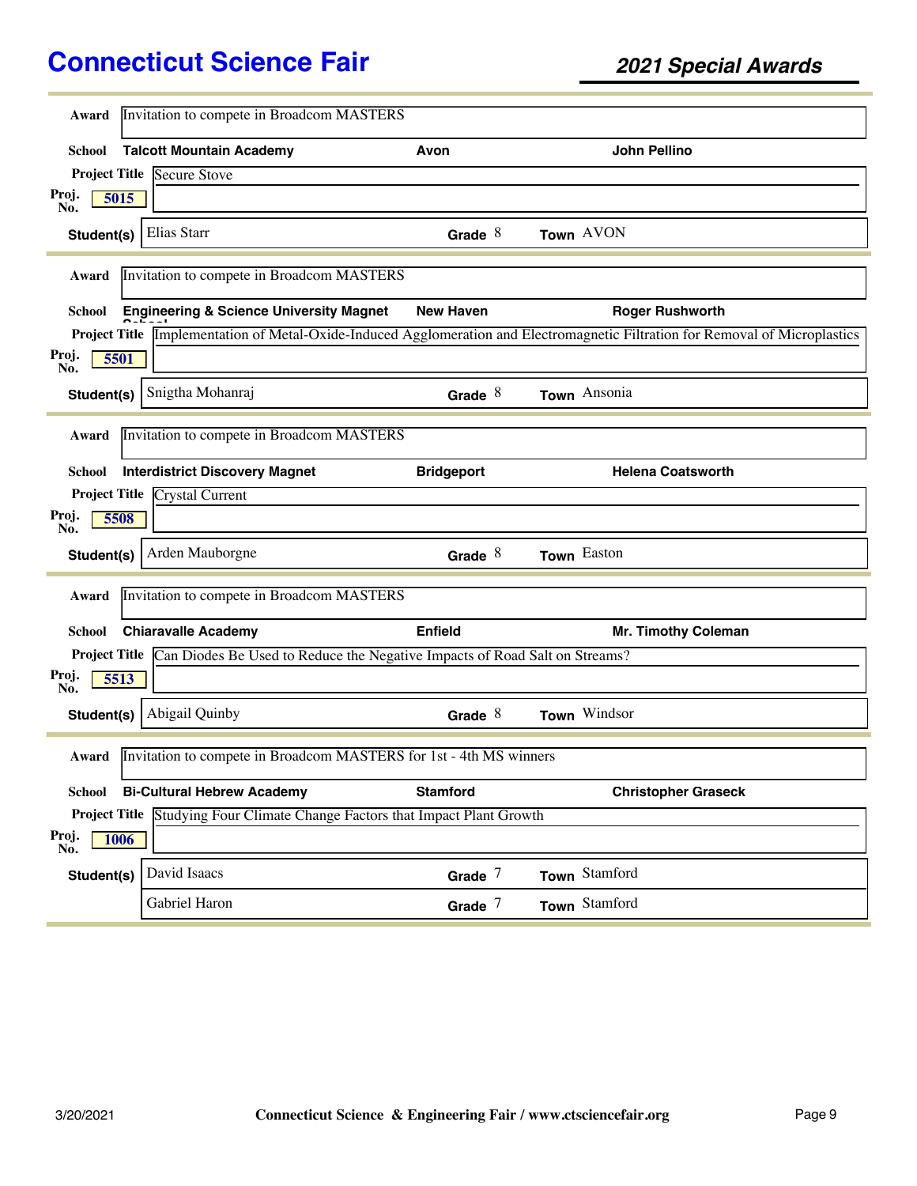# Connecticut Science Fair

## 2021 Special Awards

**Award** Invitation to compete in Broadcom MASTERS

**School** Talcott Mountain Academy | Avon | John Pellino

**Project Title** Secure Stove

**Proj. No.** 5015

| Student(s) | Grade | Town |
|---|---|---|
| Elias Starr | 8 | AVON |

---

**Award** Invitation to compete in Broadcom MASTERS

**School** Engineering & Science University Magnet School | New Haven | Roger Rushworth

**Project Title** Implementation of Metal-Oxide-Induced Agglomeration and Electromagnetic Filtration for Removal of Microplastics

**Proj. No.** 5501

| Student(s) | Grade | Town |
|---|---|---|
| Snigtha Mohanraj | 8 | Ansonia |

---

**Award** Invitation to compete in Broadcom MASTERS

**School** Interdistrict Discovery Magnet | Bridgeport | Helena Coatsworth

**Project Title** Crystal Current

**Proj. No.** 5508

| Student(s) | Grade | Town |
|---|---|---|
| Arden Mauborgne | 8 | Easton |

---

**Award** Invitation to compete in Broadcom MASTERS

**School** Chiaravalle Academy | Enfield | Mr. Timothy Coleman

**Project Title** Can Diodes Be Used to Reduce the Negative Impacts of Road Salt on Streams?

**Proj. No.** 5513

| Student(s) | Grade | Town |
|---|---|---|
| Abigail Quinby | 8 | Windsor |

---

**Award** Invitation to compete in Broadcom MASTERS for 1st - 4th MS winners

**School** Bi-Cultural Hebrew Academy | Stamford | Christopher Graseck

**Project Title** Studying Four Climate Change Factors that Impact Plant Growth

**Proj. No.** 1006

| Student(s) | Grade | Town |
|---|---|---|
| David Isaacs | 7 | Stamford |
| Gabriel Haron | 7 | Stamford |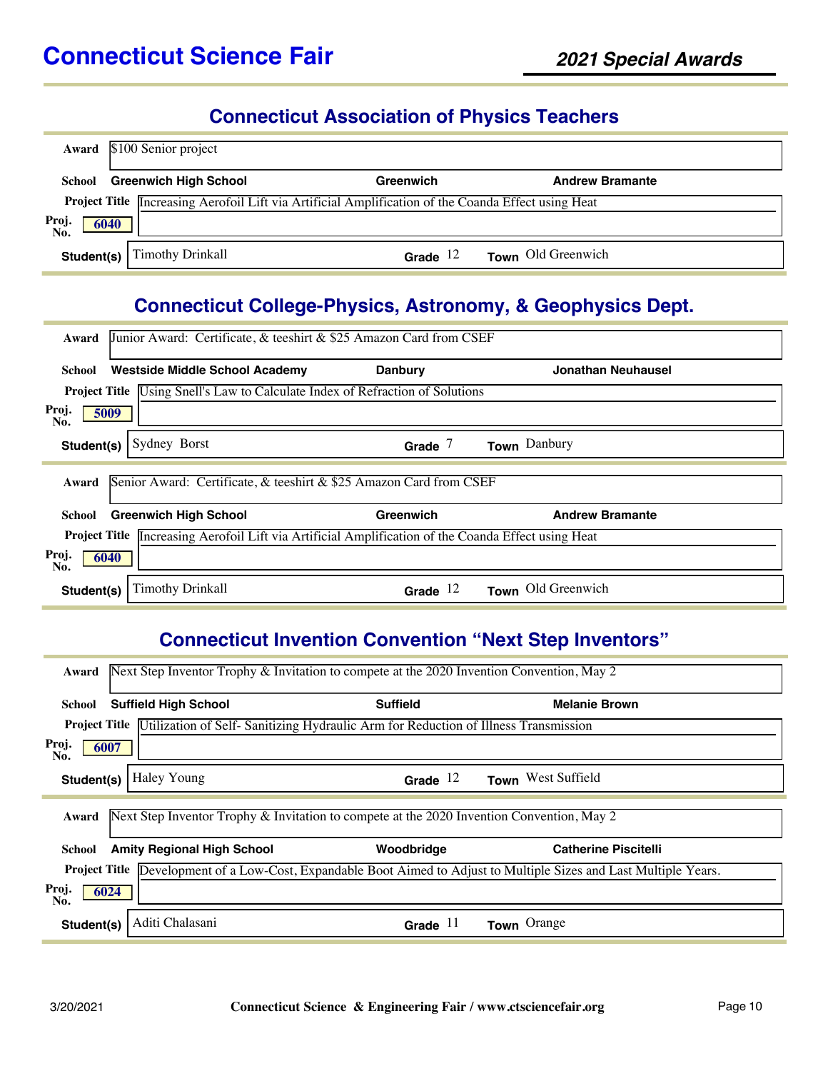# Connecticut Science Fair

## 2021 Special Awards

### Connecticut Association of Physics Teachers

**Award** $100 Senior project

**School** Greenwich High School | Greenwich | Andrew Bramante

**Project Title** Increasing Aerofoil Lift via Artificial Amplification of the Coanda Effect using Heat

**Proj. No.** 6040

**Student(s)** Timothy Drinkall | **Grade** 12 | **Town** Old Greenwich

### Connecticut College-Physics, Astronomy, & Geophysics Dept.

**Award** Junior Award: Certificate, & teeshirt & $25 Amazon Card from CSEF

**School** Westside Middle School Academy | Danbury | Jonathan Neuhausel

**Project Title** Using Snell's Law to Calculate Index of Refraction of Solutions

**Proj. No.** 5009

**Student(s)** Sydney Borst | **Grade** 7 | **Town** Danbury

---

**Award** Senior Award: Certificate, & teeshirt & $25 Amazon Card from CSEF

**School** Greenwich High School | Greenwich | Andrew Bramante

**Project Title** Increasing Aerofoil Lift via Artificial Amplification of the Coanda Effect using Heat

**Proj. No.** 6040

**Student(s)** Timothy Drinkall | **Grade** 12 | **Town** Old Greenwich

### Connecticut Invention Convention "Next Step Inventors"

**Award** Next Step Inventor Trophy & Invitation to compete at the 2020 Invention Convention, May 2

**School** Suffield High School | Suffield | Melanie Brown

**Project Title** Utilization of Self- Sanitizing Hydraulic Arm for Reduction of Illness Transmission

**Proj. No.** 6007

**Student(s)** Haley Young | **Grade** 12 | **Town** West Suffield

---

**Award** Next Step Inventor Trophy & Invitation to compete at the 2020 Invention Convention, May 2

**School** Amity Regional High School | Woodbridge | Catherine Piscitelli

**Project Title** Development of a Low-Cost, Expandable Boot Aimed to Adjust to Multiple Sizes and Last Multiple Years.

**Proj. No.** 6024

**Student(s)** Aditi Chalasani | **Grade** 11 | **Town** Orange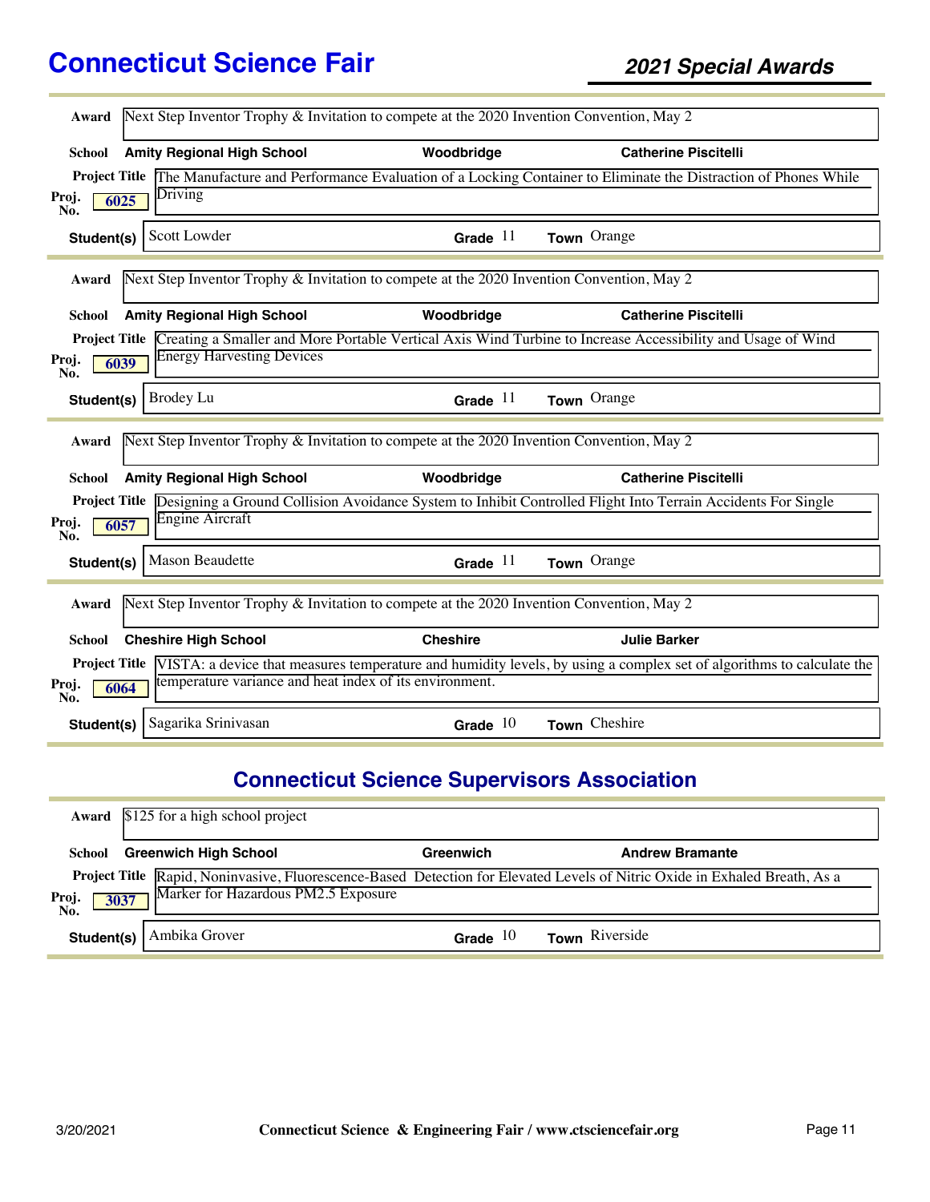# Connecticut Science Fair

## 2021 Special Awards

**Award** Next Step Inventor Trophy & Invitation to compete at the 2020 Invention Convention, May 2

**School** Amity Regional High School | Woodbridge | Catherine Piscitelli

**Project Title** The Manufacture and Performance Evaluation of a Locking Container to Eliminate the Distraction of Phones While Driving

**Proj. No.** 6025

**Student(s)** Scott Lowder | **Grade** 11 | **Town** Orange

---

**Award** Next Step Inventor Trophy & Invitation to compete at the 2020 Invention Convention, May 2

**School** Amity Regional High School | Woodbridge | Catherine Piscitelli

**Project Title** Creating a Smaller and More Portable Vertical Axis Wind Turbine to Increase Accessibility and Usage of Wind Energy Harvesting Devices

**Proj. No.** 6039

**Student(s)** Brodey Lu | **Grade** 11 | **Town** Orange

---

**Award** Next Step Inventor Trophy & Invitation to compete at the 2020 Invention Convention, May 2

**School** Amity Regional High School | Woodbridge | Catherine Piscitelli

**Project Title** Designing a Ground Collision Avoidance System to Inhibit Controlled Flight Into Terrain Accidents For Single Engine Aircraft

**Proj. No.** 6057

**Student(s)** Mason Beaudette | **Grade** 11 | **Town** Orange

---

**Award** Next Step Inventor Trophy & Invitation to compete at the 2020 Invention Convention, May 2

**School** Cheshire High School | Cheshire | Julie Barker

**Project Title** VISTA: a device that measures temperature and humidity levels, by using a complex set of algorithms to calculate the temperature variance and heat index of its environment.

**Proj. No.** 6064

**Student(s)** Sagarika Srinivasan | **Grade** 10 | **Town** Cheshire

---

## Connecticut Science Supervisors Association

**Award** $125 for a high school project

**School** Greenwich High School | Greenwich | Andrew Bramante

**Project Title** Rapid, Noninvasive, Fluorescence-Based Detection for Elevated Levels of Nitric Oxide in Exhaled Breath, As a Marker for Hazardous PM2.5 Exposure

**Proj. No.** 3037

**Student(s)** Ambika Grover | **Grade** 10 | **Town** Riverside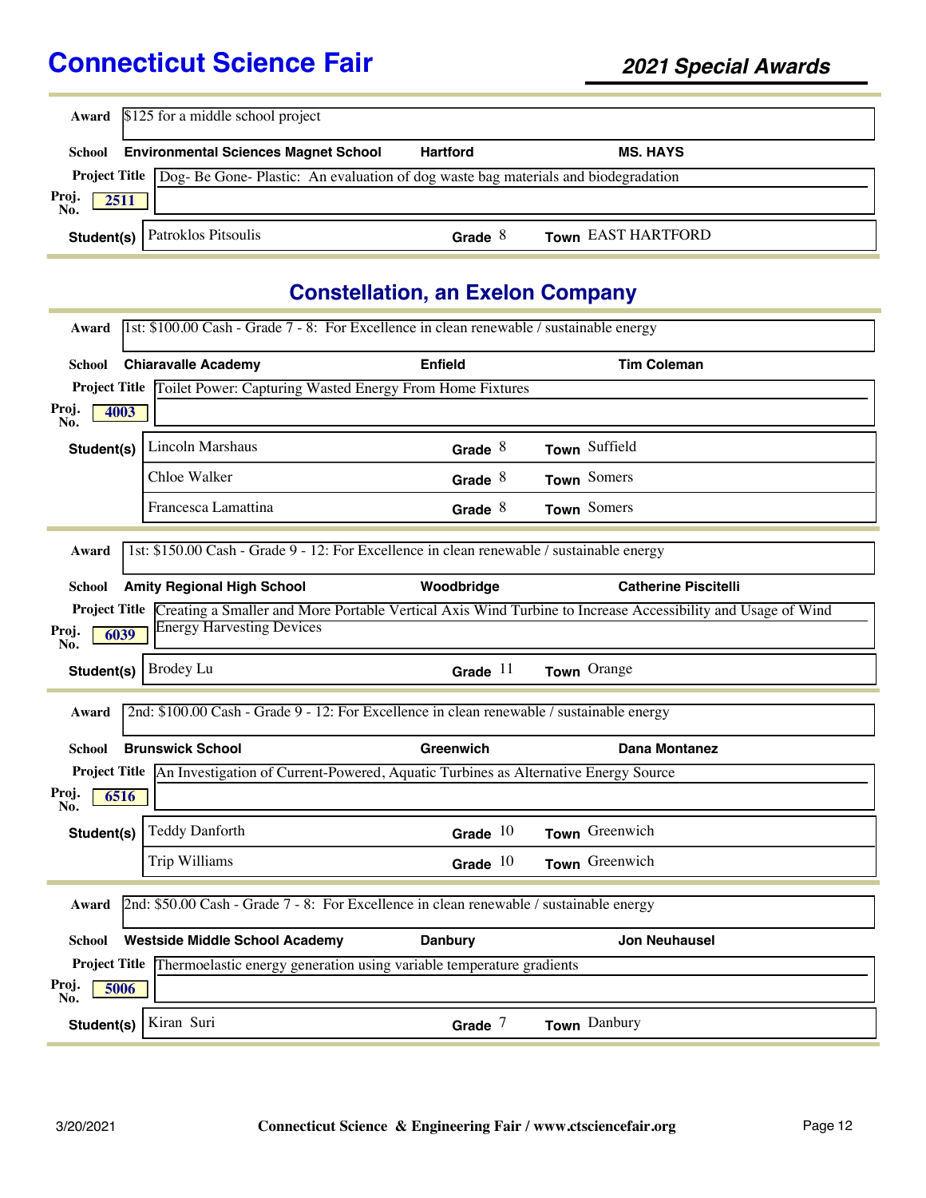**Award:** $125 for a middle school project

**School:** Environmental Sciences Magnet School | Hartford | MS. HAYS

**Project Title:** Dog- Be Gone- Plastic: An evaluation of dog waste bag materials and biodegradation

**Proj. No.:** 2511

| Student(s) | Grade | Town |
|---|---|---|
| Patroklos Pitsoulis | 8 | EAST HARTFORD |

## Constellation, an Exelon Company

**Award:** 1st: $100.00 Cash - Grade 7 - 8: For Excellence in clean renewable / sustainable energy

**School:** Chiaravalle Academy | Enfield | Tim Coleman

**Project Title:** Toilet Power: Capturing Wasted Energy From Home Fixtures

**Proj. No.:** 4003

| Student(s) | Grade | Town |
|---|---|---|
| Lincoln Marshaus | 8 | Suffield |
| Chloe Walker | 8 | Somers |
| Francesca Lamattina | 8 | Somers |

**Award:** 1st: $150.00 Cash - Grade 9 - 12: For Excellence in clean renewable / sustainable energy

**School:** Amity Regional High School | Woodbridge | Catherine Piscitelli

**Project Title:** Creating a Smaller and More Portable Vertical Axis Wind Turbine to Increase Accessibility and Usage of Wind Energy Harvesting Devices

**Proj. No.:** 6039

| Student(s) | Grade | Town |
|---|---|---|
| Brodey Lu | 11 | Orange |

**Award:** 2nd: $100.00 Cash - Grade 9 - 12: For Excellence in clean renewable / sustainable energy

**School:** Brunswick School | Greenwich | Dana Montanez

**Project Title:** An Investigation of Current-Powered, Aquatic Turbines as Alternative Energy Source

**Proj. No.:** 6516

| Student(s) | Grade | Town |
|---|---|---|
| Teddy Danforth | 10 | Greenwich |
| Trip Williams | 10 | Greenwich |

**Award:** 2nd: $50.00 Cash - Grade 7 - 8: For Excellence in clean renewable / sustainable energy

**School:** Westside Middle School Academy | Danbury | Jon Neuhausel

**Project Title:** Thermoelastic energy generation using variable temperature gradients

**Proj. No.:** 5006

| Student(s) | Grade | Town |
|---|---|---|
| Kiran Suri | 7 | Danbury |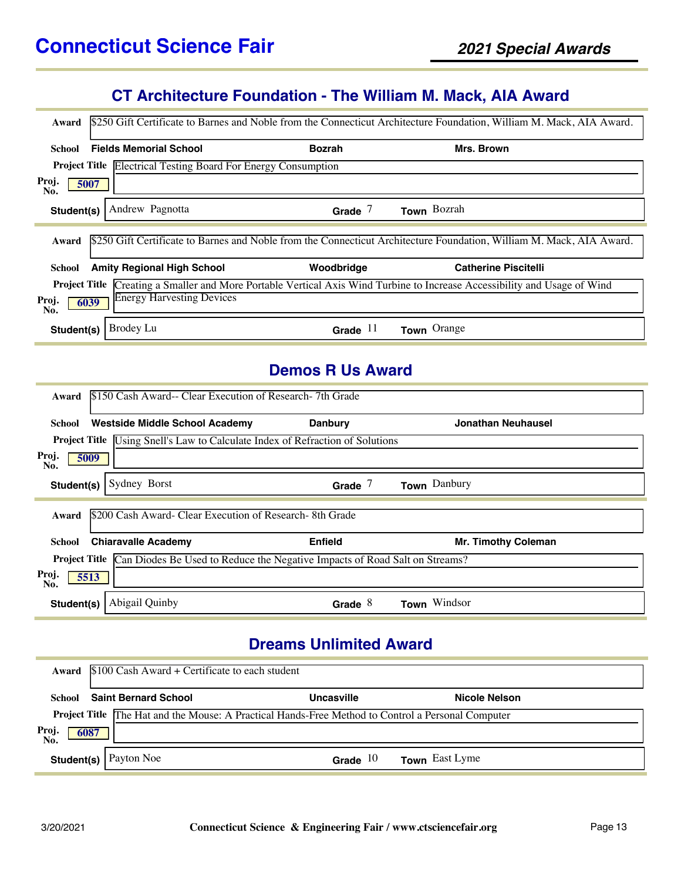## CT Architecture Foundation - The William M. Mack, AIA Award

**Award** $250 Gift Certificate to Barnes and Noble from the Connecticut Architecture Foundation, William M. Mack, AIA Award.

**School** Fields Memorial School | Bozrah | Mrs. Brown

**Project Title** Electrical Testing Board For Energy Consumption

**Proj. No.** 5007

**Student(s)** Andrew Pagnotta | **Grade** 7 | **Town** Bozrah

---

**Award** $250 Gift Certificate to Barnes and Noble from the Connecticut Architecture Foundation, William M. Mack, AIA Award.

**School** Amity Regional High School | Woodbridge | Catherine Piscitelli

**Project Title** Creating a Smaller and More Portable Vertical Axis Wind Turbine to Increase Accessibility and Usage of Wind Energy Harvesting Devices

**Proj. No.** 6039

**Student(s)** Brodey Lu | **Grade** 11 | **Town** Orange

## Demos R Us Award

**Award** $150 Cash Award-- Clear Execution of Research- 7th Grade

**School** Westside Middle School Academy | Danbury | Jonathan Neuhausel

**Project Title** Using Snell's Law to Calculate Index of Refraction of Solutions

**Proj. No.** 5009

**Student(s)** Sydney Borst | **Grade** 7 | **Town** Danbury

---

**Award** $200 Cash Award- Clear Execution of Research- 8th Grade

**School** Chiaravalle Academy | Enfield | Mr. Timothy Coleman

**Project Title** Can Diodes Be Used to Reduce the Negative Impacts of Road Salt on Streams?

**Proj. No.** 5513

**Student(s)** Abigail Quinby | **Grade** 8 | **Town** Windsor

## Dreams Unlimited Award

**Award** $100 Cash Award + Certificate to each student

**School** Saint Bernard School | Uncasville | Nicole Nelson

**Project Title** The Hat and the Mouse: A Practical Hands-Free Method to Control a Personal Computer

**Proj. No.** 6087

**Student(s)** Payton Noe | **Grade** 10 | **Town** East Lyme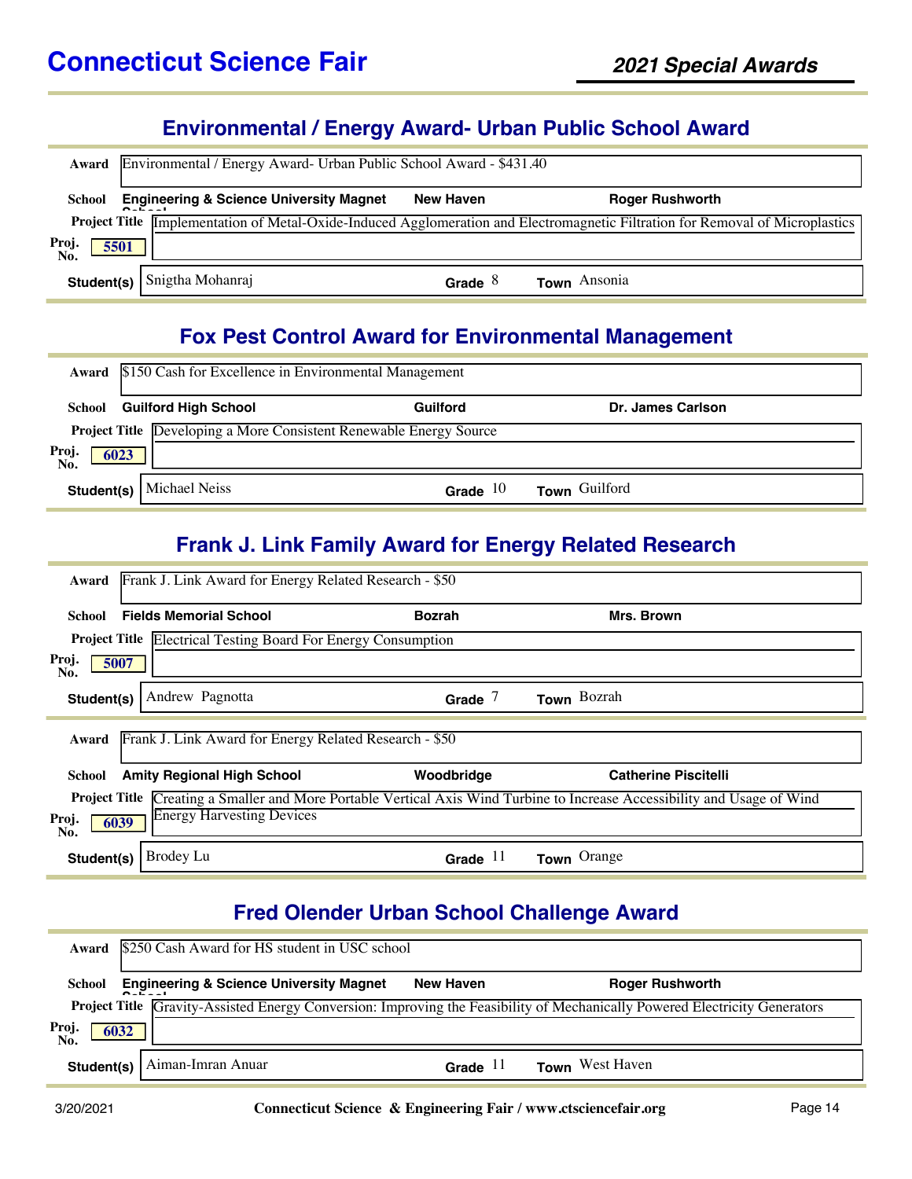# Connecticut Science Fair

## 2021 Special Awards

## Environmental / Energy Award- Urban Public School Award

**Award** Environmental / Energy Award- Urban Public School Award - $431.40

**School** Engineering & Science University Magnet School | New Haven | Roger Rushworth

**Project Title** Implementation of Metal-Oxide-Induced Agglomeration and Electromagnetic Filtration for Removal of Microplastics

**Proj. No.** 5501

**Student(s)** Snigtha Mohanraj | **Grade** 8 | **Town** Ansonia

## Fox Pest Control Award for Environmental Management

**Award** $150 Cash for Excellence in Environmental Management

**School** Guilford High School | Guilford | Dr. James Carlson

**Project Title** Developing a More Consistent Renewable Energy Source

**Proj. No.** 6023

**Student(s)** Michael Neiss | **Grade** 10 | **Town** Guilford

## Frank J. Link Family Award for Energy Related Research

**Award** Frank J. Link Award for Energy Related Research - $50

**School** Fields Memorial School | Bozrah | Mrs. Brown

**Project Title** Electrical Testing Board For Energy Consumption

**Proj. No.** 5007

**Student(s)** Andrew Pagnotta | **Grade** 7 | **Town** Bozrah

---

**Award** Frank J. Link Award for Energy Related Research - $50

**School** Amity Regional High School | Woodbridge | Catherine Piscitelli

**Project Title** Creating a Smaller and More Portable Vertical Axis Wind Turbine to Increase Accessibility and Usage of Wind Energy Harvesting Devices

**Proj. No.** 6039

**Student(s)** Brodey Lu | **Grade** 11 | **Town** Orange

## Fred Olender Urban School Challenge Award

**Award** $250 Cash Award for HS student in USC school

**School** Engineering & Science University Magnet School | New Haven | Roger Rushworth

**Project Title** Gravity-Assisted Energy Conversion: Improving the Feasibility of Mechanically Powered Electricity Generators

**Proj. No.** 6032

**Student(s)** Aiman-Imran Anuar | **Grade** 11 | **Town** West Haven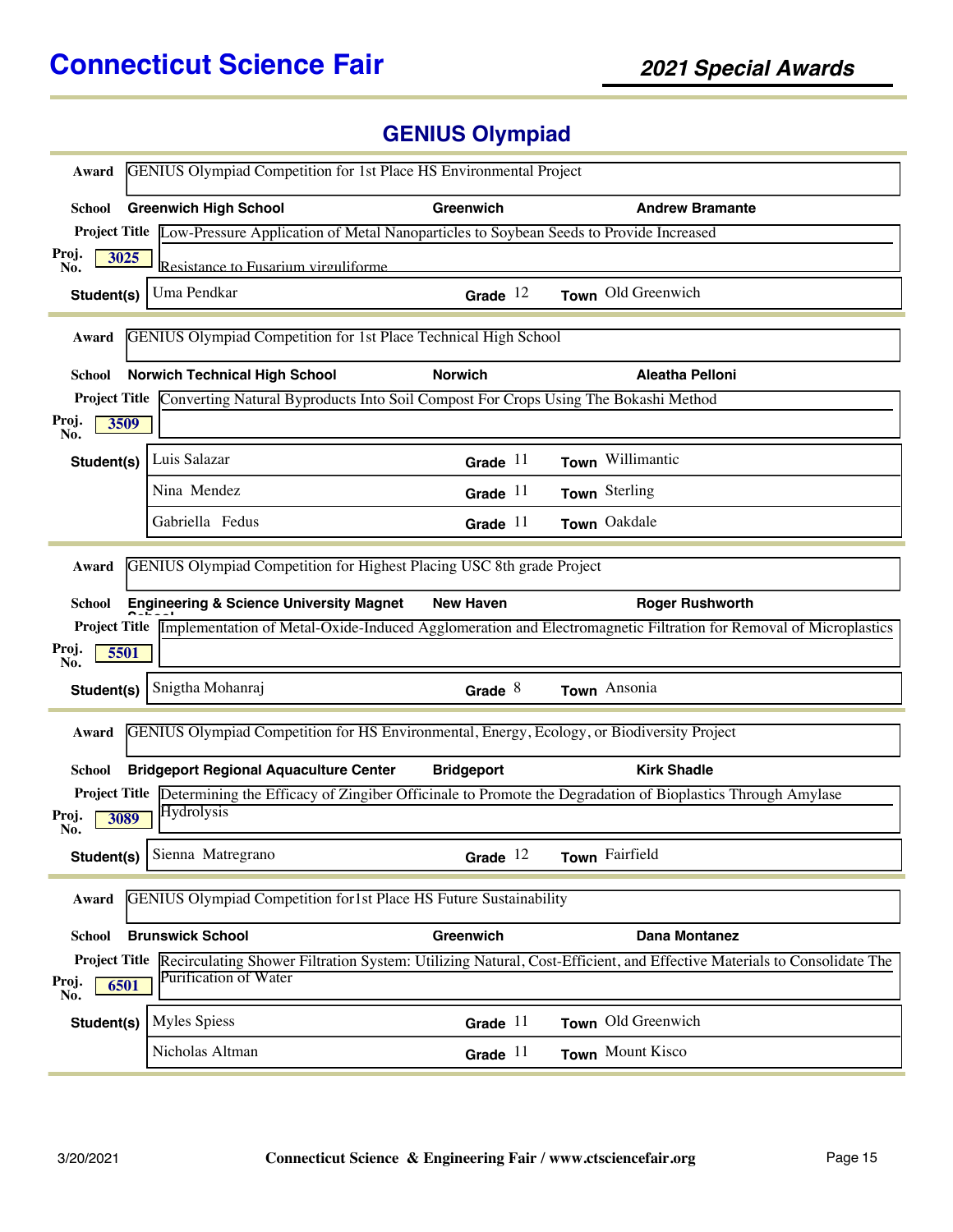# Connecticut Science Fair

***2021 Special Awards***

## GENIUS Olympiad

**Award** GENIUS Olympiad Competition for 1st Place HS Environmental Project

**School** **Greenwich High School** | **Greenwich** | **Andrew Bramante**

**Project Title** Low-Pressure Application of Metal Nanoparticles to Soybean Seeds to Provide Increased Resistance to Fusarium virguliforme

**Proj. No.** 3025

| Student(s) | Grade | Town |
|---|---|---|
| Uma Pendkar | 12 | Old Greenwich |

---

**Award** GENIUS Olympiad Competition for 1st Place Technical High School

**School** **Norwich Technical High School** | **Norwich** | **Aleatha Pelloni**

**Project Title** Converting Natural Byproducts Into Soil Compost For Crops Using The Bokashi Method

**Proj. No.** 3509

| Student(s) | Grade | Town |
|---|---|---|
| Luis Salazar | 11 | Willimantic |
| Nina Mendez | 11 | Sterling |
| Gabriella Fedus | 11 | Oakdale |

---

**Award** GENIUS Olympiad Competition for Highest Placing USC 8th grade Project

**School** **Engineering & Science University Magnet School** | **New Haven** | **Roger Rushworth**

**Project Title** Implementation of Metal-Oxide-Induced Agglomeration and Electromagnetic Filtration for Removal of Microplastics

**Proj. No.** 5501

| Student(s) | Grade | Town |
|---|---|---|
| Snigtha Mohanraj | 8 | Ansonia |

---

**Award** GENIUS Olympiad Competition for HS Environmental, Energy, Ecology, or Biodiversity Project

**School** **Bridgeport Regional Aquaculture Center** | **Bridgeport** | **Kirk Shadle**

**Project Title** Determining the Efficacy of Zingiber Officinale to Promote the Degradation of Bioplastics Through Amylase Hydrolysis

**Proj. No.** 3089

| Student(s) | Grade | Town |
|---|---|---|
| Sienna Matregrano | 12 | Fairfield |

---

**Award** GENIUS Olympiad Competition for1st Place HS Future Sustainability

**School** **Brunswick School** | **Greenwich** | **Dana Montanez**

**Project Title** Recirculating Shower Filtration System: Utilizing Natural, Cost-Efficient, and Effective Materials to Consolidate The Purification of Water

**Proj. No.** 6501

| Student(s) | Grade | Town |
|---|---|---|
| Myles Spiess | 11 | Old Greenwich |
| Nicholas Altman | 11 | Mount Kisco |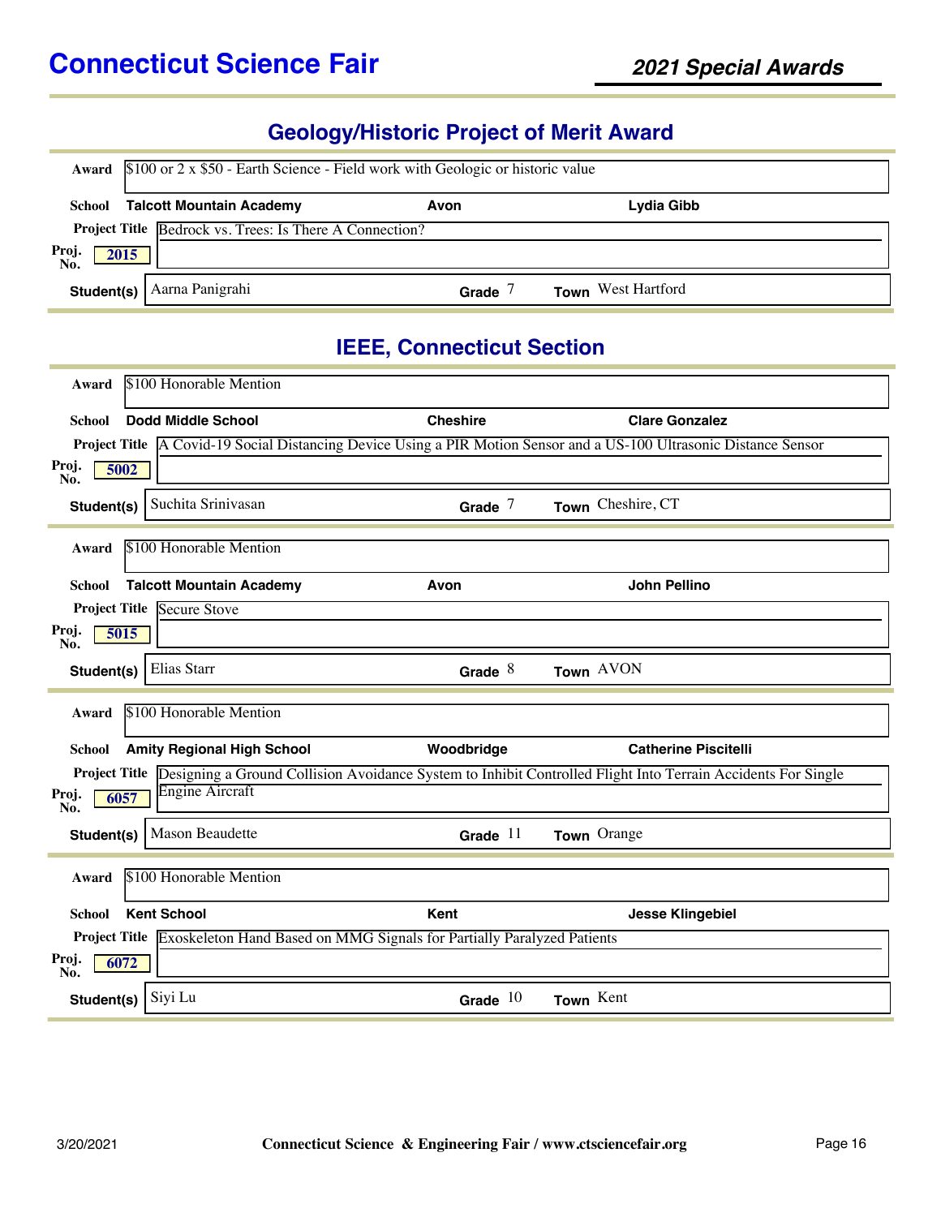# Connecticut Science Fair

## 2021 Special Awards

### Geology/Historic Project of Merit Award

**Award** $100 or 2 x $50 - Earth Science - Field work with Geologic or historic value

**School** Talcott Mountain Academy | Avon | Lydia Gibb

**Project Title** Bedrock vs. Trees: Is There A Connection?

**Proj. No.** 2015

**Student(s)** Aarna Panigrahi | **Grade** 7 | **Town** West Hartford

### IEEE, Connecticut Section

**Award** $100 Honorable Mention

**School** Dodd Middle School | Cheshire | Clare Gonzalez

**Project Title** A Covid-19 Social Distancing Device Using a PIR Motion Sensor and a US-100 Ultrasonic Distance Sensor

**Proj. No.** 5002

**Student(s)** Suchita Srinivasan | **Grade** 7 | **Town** Cheshire, CT

---

**Award** $100 Honorable Mention

**School** Talcott Mountain Academy | Avon | John Pellino

**Project Title** Secure Stove

**Proj. No.** 5015

**Student(s)** Elias Starr | **Grade** 8 | **Town** AVON

---

**Award** $100 Honorable Mention

**School** Amity Regional High School | Woodbridge | Catherine Piscitelli

**Project Title** Designing a Ground Collision Avoidance System to Inhibit Controlled Flight Into Terrain Accidents For Single Engine Aircraft

**Proj. No.** 6057

**Student(s)** Mason Beaudette | **Grade** 11 | **Town** Orange

---

**Award** $100 Honorable Mention

**School** Kent School | Kent | Jesse Klingebiel

**Project Title** Exoskeleton Hand Based on MMG Signals for Partially Paralyzed Patients

**Proj. No.** 6072

**Student(s)** Siyi Lu | **Grade** 10 | **Town** Kent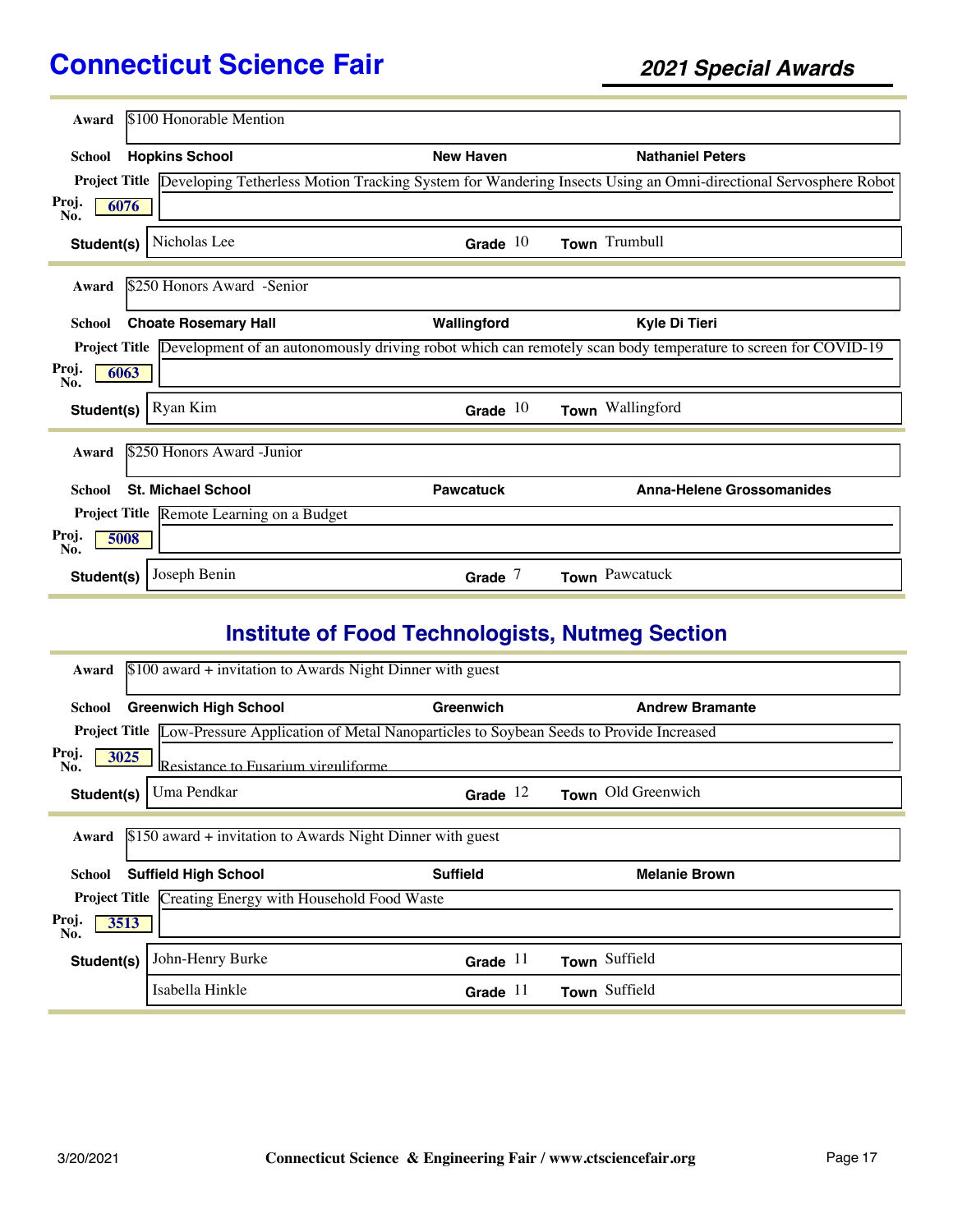# Connecticut Science Fair

## 2021 Special Awards

**Award** $100 Honorable Mention

**School** Hopkins School | New Haven | Nathaniel Peters

**Project Title** Developing Tetherless Motion Tracking System for Wandering Insects Using an Omni-directional Servosphere Robot

**Proj. No.** 6076

| Student(s) | Grade | Town |
|---|---|---|
| Nicholas Lee | 10 | Trumbull |

---

**Award** $250 Honors Award -Senior

**School** Choate Rosemary Hall | Wallingford | Kyle Di Tieri

**Project Title** Development of an autonomously driving robot which can remotely scan body temperature to screen for COVID-19

**Proj. No.** 6063

| Student(s) | Grade | Town |
|---|---|---|
| Ryan Kim | 10 | Wallingford |

---

**Award** $250 Honors Award -Junior

**School** St. Michael School | Pawcatuck | Anna-Helene Grossomanides

**Project Title** Remote Learning on a Budget

**Proj. No.** 5008

| Student(s) | Grade | Town |
|---|---|---|
| Joseph Benin | 7 | Pawcatuck |

## Institute of Food Technologists, Nutmeg Section

**Award** $100 award + invitation to Awards Night Dinner with guest

**School** Greenwich High School | Greenwich | Andrew Bramante

**Project Title** Low-Pressure Application of Metal Nanoparticles to Soybean Seeds to Provide Increased Resistance to Fusarium virguliforme

**Proj. No.** 3025

| Student(s) | Grade | Town |
|---|---|---|
| Uma Pendkar | 12 | Old Greenwich |

---

**Award** $150 award + invitation to Awards Night Dinner with guest

**School** Suffield High School | Suffield | Melanie Brown

**Project Title** Creating Energy with Household Food Waste

**Proj. No.** 3513

| Student(s) | Grade | Town |
|---|---|---|
| John-Henry Burke | 11 | Suffield |
| Isabella Hinkle | 11 | Suffield |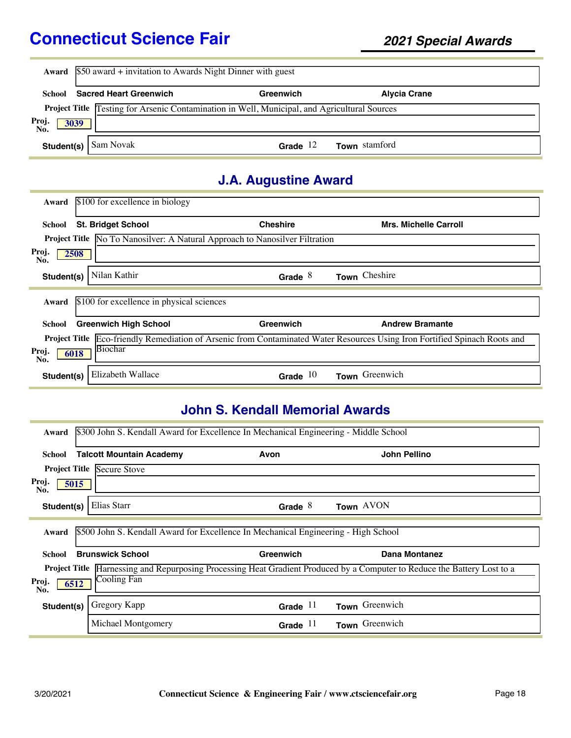| | |
|---|---|
| **Award** | $50 award + invitation to Awards Night Dinner with guest |
| **School** | **Sacred Heart Greenwich** — **Greenwich** — **Alycia Crane** |
| **Project Title** | Testing for Arsenic Contamination in Well, Municipal, and Agricultural Sources |
| **Proj. No.** | 3039 |
| **Student(s)** | Sam Novak — **Grade** 12 — **Town** stamford |

## J.A. Augustine Award

| | |
|---|---|
| **Award** | $100 for excellence in biology |
| **School** | **St. Bridget School** — **Cheshire** — **Mrs. Michelle Carroll** |
| **Project Title** | No To Nanosilver: A Natural Approach to Nanosilver Filtration |
| **Proj. No.** | 2508 |
| **Student(s)** | Nilan Kathir — **Grade** 8 — **Town** Cheshire |

| | |
|---|---|
| **Award** | $100 for excellence in physical sciences |
| **School** | **Greenwich High School** — **Greenwich** — **Andrew Bramante** |
| **Project Title** | Eco-friendly Remediation of Arsenic from Contaminated Water Resources Using Iron Fortified Spinach Roots and Biochar |
| **Proj. No.** | 6018 |
| **Student(s)** | Elizabeth Wallace — **Grade** 10 — **Town** Greenwich |

## John S. Kendall Memorial Awards

| | |
|---|---|
| **Award** | $300 John S. Kendall Award for Excellence In Mechanical Engineering - Middle School |
| **School** | **Talcott Mountain Academy** — **Avon** — **John Pellino** |
| **Project Title** | Secure Stove |
| **Proj. No.** | 5015 |
| **Student(s)** | Elias Starr — **Grade** 8 — **Town** AVON |

| | |
|---|---|
| **Award** | $500 John S. Kendall Award for Excellence In Mechanical Engineering - High School |
| **School** | **Brunswick School** — **Greenwich** — **Dana Montanez** |
| **Project Title** | Harnessing and Repurposing Processing Heat Gradient Produced by a Computer to Reduce the Battery Lost to a Cooling Fan |
| **Proj. No.** | 6512 |
| **Student(s)** | Gregory Kapp — **Grade** 11 — **Town** Greenwich |
| | Michael Montgomery — **Grade** 11 — **Town** Greenwich |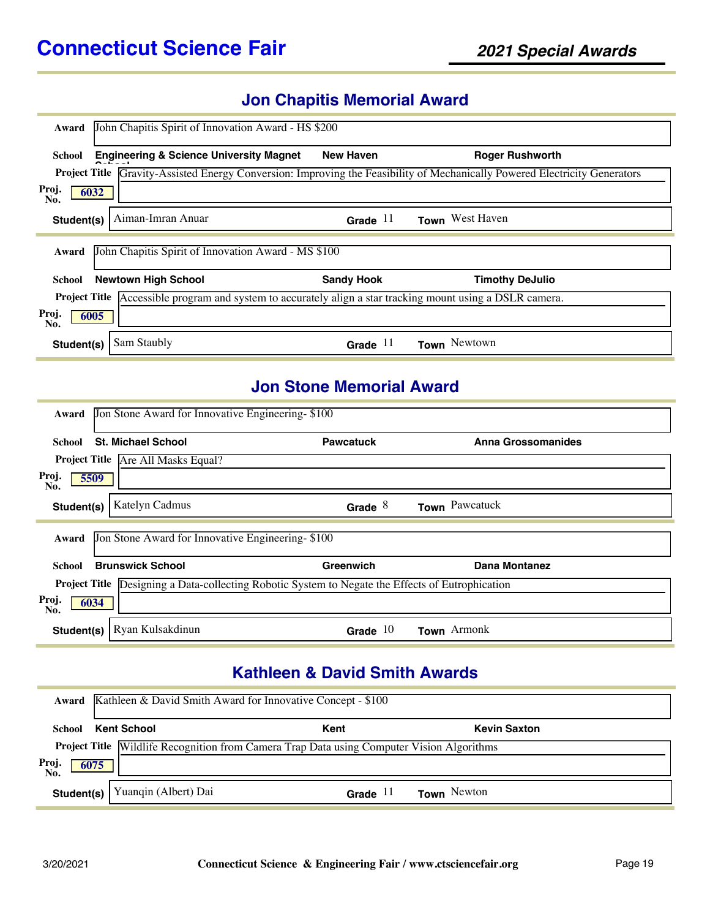# Connecticut Science Fair

## 2021 Special Awards

### Jon Chapitis Memorial Award

**Award:** John Chapitis Spirit of Innovation Award - HS $200

**School:** Engineering & Science University Magnet School | New Haven | Roger Rushworth

**Project Title:** Gravity-Assisted Energy Conversion: Improving the Feasibility of Mechanically Powered Electricity Generators

**Proj. No.:** 6032

**Student(s):** Aiman-Imran Anuar | **Grade:** 11 | **Town:** West Haven

---

**Award:** John Chapitis Spirit of Innovation Award - MS $100

**School:** Newtown High School | Sandy Hook | Timothy DeJulio

**Project Title:** Accessible program and system to accurately align a star tracking mount using a DSLR camera.

**Proj. No.:** 6005

**Student(s):** Sam Staubly | **Grade:** 11 | **Town:** Newtown

### Jon Stone Memorial Award

**Award:** Jon Stone Award for Innovative Engineering- $100

**School:** St. Michael School | Pawcatuck | Anna Grossomanides

**Project Title:** Are All Masks Equal?

**Proj. No.:** 5509

**Student(s):** Katelyn Cadmus | **Grade:** 8 | **Town:** Pawcatuck

---

**Award:** Jon Stone Award for Innovative Engineering- $100

**School:** Brunswick School | Greenwich | Dana Montanez

**Project Title:** Designing a Data-collecting Robotic System to Negate the Effects of Eutrophication

**Proj. No.:** 6034

**Student(s):** Ryan Kulsakdinun | **Grade:** 10 | **Town:** Armonk

### Kathleen & David Smith Awards

**Award:** Kathleen & David Smith Award for Innovative Concept - $100

**School:** Kent School | Kent | Kevin Saxton

**Project Title:** Wildlife Recognition from Camera Trap Data using Computer Vision Algorithms

**Proj. No.:** 6075

**Student(s):** Yuanqin (Albert) Dai | **Grade:** 11 | **Town:** Newton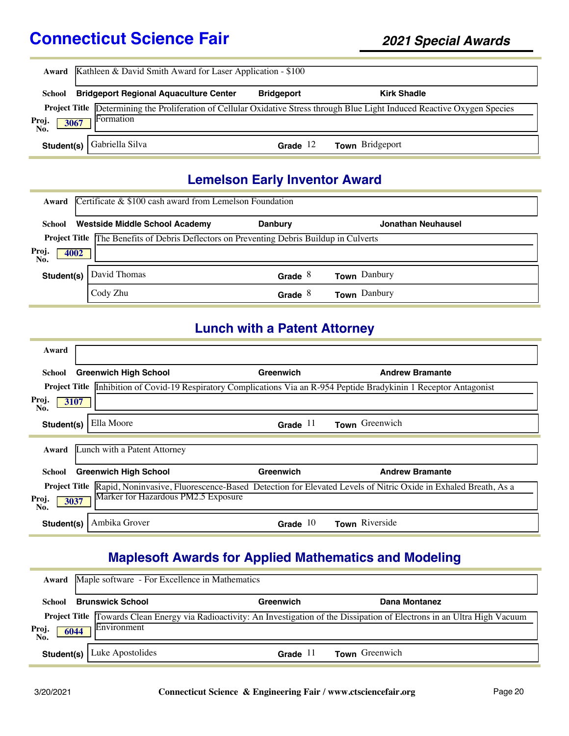# Connecticut Science Fair

## 2021 Special Awards

**Award** Kathleen & David Smith Award for Laser Application - $100

**School** Bridgeport Regional Aquaculture Center | Bridgeport | Kirk Shadle

**Project Title** Determining the Proliferation of Cellular Oxidative Stress through Blue Light Induced Reactive Oxygen Species Formation

**Proj. No.** 3067

**Student(s)** Gabriella Silva | **Grade** 12 | **Town** Bridgeport

## Lemelson Early Inventor Award

**Award** Certificate & $100 cash award from Lemelson Foundation

**School** Westside Middle School Academy | Danbury | Jonathan Neuhausel

**Project Title** The Benefits of Debris Deflectors on Preventing Debris Buildup in Culverts

**Proj. No.** 4002

**Student(s)**
- David Thomas | **Grade** 8 | **Town** Danbury
- Cody Zhu | **Grade** 8 | **Town** Danbury

## Lunch with a Patent Attorney

**Award**

**School** Greenwich High School | Greenwich | Andrew Bramante

**Project Title** Inhibition of Covid-19 Respiratory Complications Via an R-954 Peptide Bradykinin 1 Receptor Antagonist

**Proj. No.** 3107

**Student(s)** Ella Moore | **Grade** 11 | **Town** Greenwich

**Award** Lunch with a Patent Attorney

**School** Greenwich High School | Greenwich | Andrew Bramante

**Project Title** Rapid, Noninvasive, Fluorescence-Based Detection for Elevated Levels of Nitric Oxide in Exhaled Breath, As a Marker for Hazardous PM2.5 Exposure

**Proj. No.** 3037

**Student(s)** Ambika Grover | **Grade** 10 | **Town** Riverside

## Maplesoft Awards for Applied Mathematics and Modeling

**Award** Maple software - For Excellence in Mathematics

**School** Brunswick School | Greenwich | Dana Montanez

**Project Title** Towards Clean Energy via Radioactivity: An Investigation of the Dissipation of Electrons in an Ultra High Vacuum Environment

**Proj. No.** 6044

**Student(s)** Luke Apostolides | **Grade** 11 | **Town** Greenwich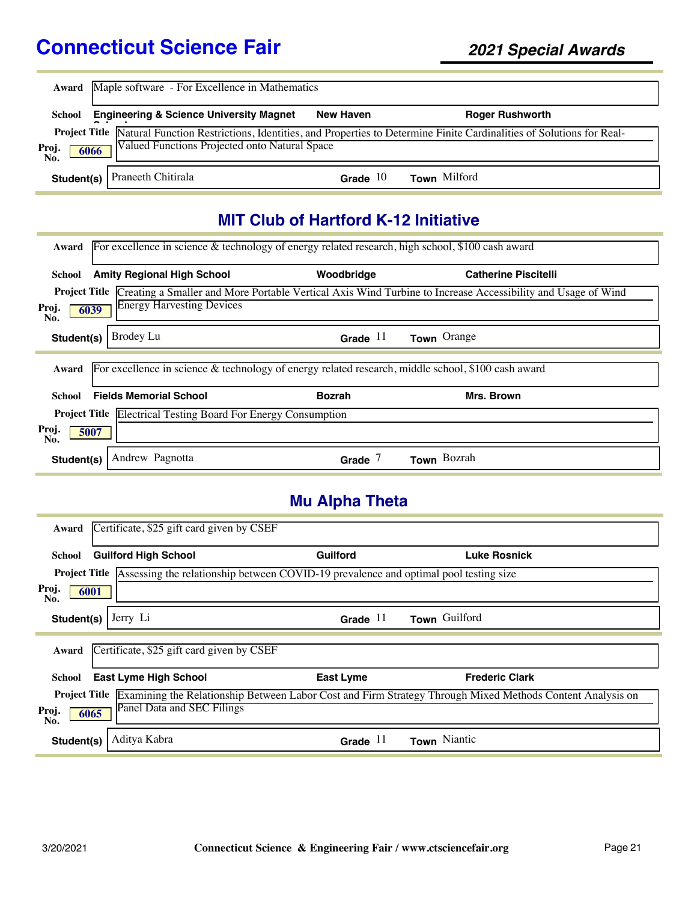**Award:** Maple software - For Excellence in Mathematics

**School:** Engineering & Science University Magnet School — New Haven — Roger Rushworth

**Project Title:** Natural Function Restrictions, Identities, and Properties to Determine Finite Cardinalities of Solutions for Real-Valued Functions Projected onto Natural Space

**Proj. No.:** 6066

**Student(s):** Praneeth Chitirala — **Grade** 10 — **Town** Milford

## MIT Club of Hartford K-12 Initiative

**Award:** For excellence in science & technology of energy related research, high school, $100 cash award

**School:** Amity Regional High School — Woodbridge — Catherine Piscitelli

**Project Title:** Creating a Smaller and More Portable Vertical Axis Wind Turbine to Increase Accessibility and Usage of Wind Energy Harvesting Devices

**Proj. No.:** 6039

**Student(s):** Brodey Lu — **Grade** 11 — **Town** Orange

---

**Award:** For excellence in science & technology of energy related research, middle school, $100 cash award

**School:** Fields Memorial School — Bozrah — Mrs. Brown

**Project Title:** Electrical Testing Board For Energy Consumption

**Proj. No.:** 5007

**Student(s):** Andrew Pagnotta — **Grade** 7 — **Town** Bozrah

## Mu Alpha Theta

**Award:** Certificate, $25 gift card given by CSEF

**School:** Guilford High School — Guilford — Luke Rosnick

**Project Title:** Assessing the relationship between COVID-19 prevalence and optimal pool testing size

**Proj. No.:** 6001

**Student(s):** Jerry Li — **Grade** 11 — **Town** Guilford

---

**Award:** Certificate, $25 gift card given by CSEF

**School:** East Lyme High School — East Lyme — Frederic Clark

**Project Title:** Examining the Relationship Between Labor Cost and Firm Strategy Through Mixed Methods Content Analysis on Panel Data and SEC Filings

**Proj. No.:** 6065

**Student(s):** Aditya Kabra — **Grade** 11 — **Town** Niantic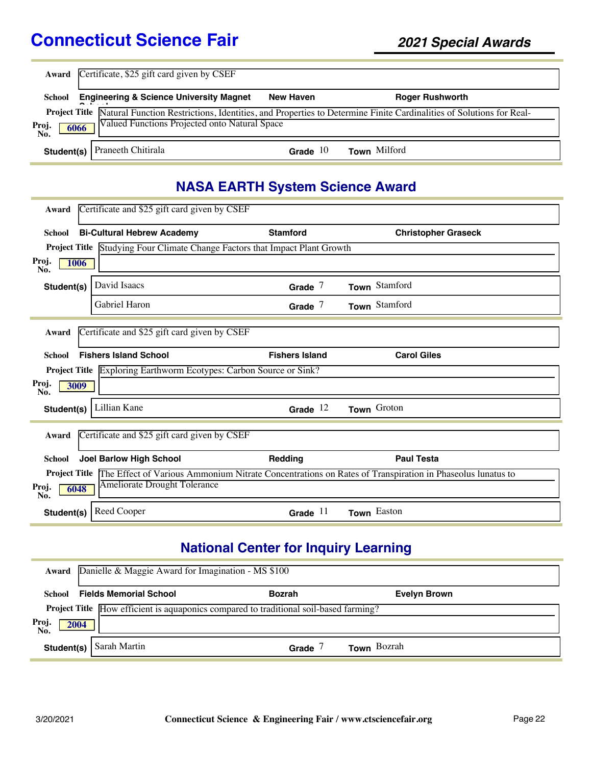**Award** Certificate, $25 gift card given by CSEF

**School** Engineering & Science University Magnet School — New Haven — Roger Rushworth

**Project Title** Natural Function Restrictions, Identities, and Properties to Determine Finite Cardinalities of Solutions for Real-Valued Functions Projected onto Natural Space

**Proj. No.** 6066

**Student(s)** Praneeth Chitirala — **Grade** 10 — **Town** Milford

## NASA EARTH System Science Award

**Award** Certificate and $25 gift card given by CSEF

**School** Bi-Cultural Hebrew Academy — Stamford — Christopher Graseck

**Project Title** Studying Four Climate Change Factors that Impact Plant Growth

**Proj. No.** 1006

**Student(s)**

- David Isaacs — **Grade** 7 — **Town** Stamford
- Gabriel Haron — **Grade** 7 — **Town** Stamford

---

**Award** Certificate and $25 gift card given by CSEF

**School** Fishers Island School — Fishers Island — Carol Giles

**Project Title** Exploring Earthworm Ecotypes: Carbon Source or Sink?

**Proj. No.** 3009

**Student(s)** Lillian Kane — **Grade** 12 — **Town** Groton

---

**Award** Certificate and $25 gift card given by CSEF

**School** Joel Barlow High School — Redding — Paul Testa

**Project Title** The Effect of Various Ammonium Nitrate Concentrations on Rates of Transpiration in Phaseolus lunatus to Ameliorate Drought Tolerance

**Proj. No.** 6048

**Student(s)** Reed Cooper — **Grade** 11 — **Town** Easton

## National Center for Inquiry Learning

**Award** Danielle & Maggie Award for Imagination - MS $100

**School** Fields Memorial School — Bozrah — Evelyn Brown

**Project Title** How efficient is aquaponics compared to traditional soil-based farming?

**Proj. No.** 2004

**Student(s)** Sarah Martin — **Grade** 7 — **Town** Bozrah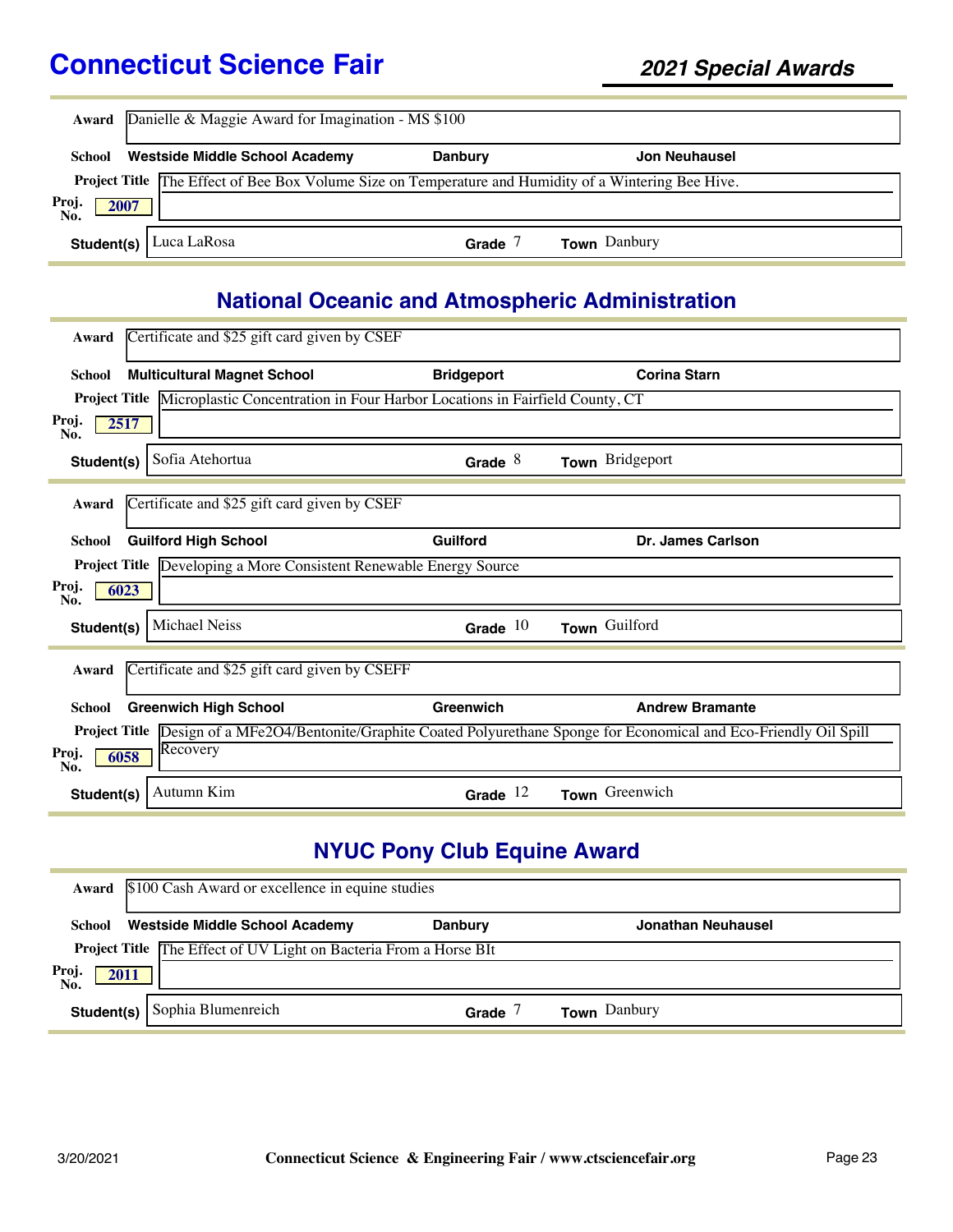# Connecticut Science Fair

## 2021 Special Awards

**Award** Danielle & Maggie Award for Imagination - MS $100

**School** Westside Middle School Academy | Danbury | Jon Neuhausel

**Project Title** The Effect of Bee Box Volume Size on Temperature and Humidity of a Wintering Bee Hive.

**Proj. No.** 2007

**Student(s)** Luca LaRosa | **Grade** 7 | **Town** Danbury

## National Oceanic and Atmospheric Administration

**Award** Certificate and $25 gift card given by CSEF

**School** Multicultural Magnet School | Bridgeport | Corina Starn

**Project Title** Microplastic Concentration in Four Harbor Locations in Fairfield County, CT

**Proj. No.** 2517

**Student(s)** Sofia Atehortua | **Grade** 8 | **Town** Bridgeport

---

**Award** Certificate and $25 gift card given by CSEF

**School** Guilford High School | Guilford | Dr. James Carlson

**Project Title** Developing a More Consistent Renewable Energy Source

**Proj. No.** 6023

**Student(s)** Michael Neiss | **Grade** 10 | **Town** Guilford

---

**Award** Certificate and $25 gift card given by CSEFF

**School** Greenwich High School | Greenwich | Andrew Bramante

**Project Title** Design of a $MFe_2O_4$/Bentonite/Graphite Coated Polyurethane Sponge for Economical and Eco-Friendly Oil Spill Recovery

**Proj. No.** 6058

**Student(s)** Autumn Kim | **Grade** 12 | **Town** Greenwich

## NYUC Pony Club Equine Award

**Award** $100 Cash Award or excellence in equine studies

**School** Westside Middle School Academy | Danbury | Jonathan Neuhausel

**Project Title** The Effect of UV Light on Bacteria From a Horse BIt

**Proj. No.** 2011

**Student(s)** Sophia Blumenreich | **Grade** 7 | **Town** Danbury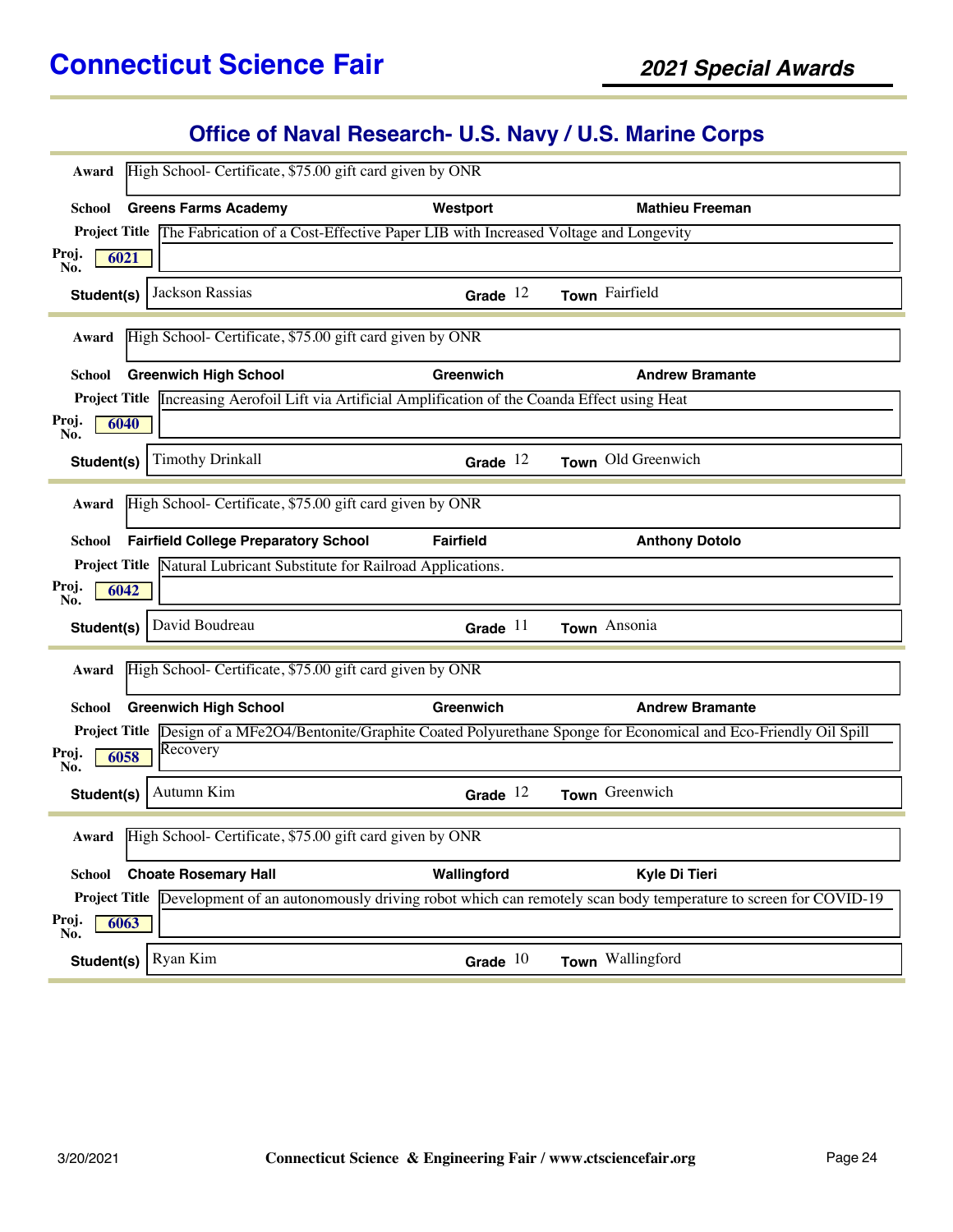# Connecticut Science Fair

## 2021 Special Awards

## Office of Naval Research- U.S. Navy / U.S. Marine Corps

**Award** High School- Certificate, $75.00 gift card given by ONR

**School** Greens Farms Academy | Westport | Mathieu Freeman

**Project Title** The Fabrication of a Cost-Effective Paper LIB with Increased Voltage and Longevity

**Proj. No.** 6021

**Student(s)** Jackson Rassias | **Grade** 12 | **Town** Fairfield

---

**Award** High School- Certificate, $75.00 gift card given by ONR

**School** Greenwich High School | Greenwich | Andrew Bramante

**Project Title** Increasing Aerofoil Lift via Artificial Amplification of the Coanda Effect using Heat

**Proj. No.** 6040

**Student(s)** Timothy Drinkall | **Grade** 12 | **Town** Old Greenwich

---

**Award** High School- Certificate, $75.00 gift card given by ONR

**School** Fairfield College Preparatory School | Fairfield | Anthony Dotolo

**Project Title** Natural Lubricant Substitute for Railroad Applications.

**Proj. No.** 6042

**Student(s)** David Boudreau | **Grade** 11 | **Town** Ansonia

---

**Award** High School- Certificate, $75.00 gift card given by ONR

**School** Greenwich High School | Greenwich | Andrew Bramante

**Project Title** Design of a MFe2O4/Bentonite/Graphite Coated Polyurethane Sponge for Economical and Eco-Friendly Oil Spill Recovery

**Proj. No.** 6058

**Student(s)** Autumn Kim | **Grade** 12 | **Town** Greenwich

---

**Award** High School- Certificate, $75.00 gift card given by ONR

**School** Choate Rosemary Hall | Wallingford | Kyle Di Tieri

**Project Title** Development of an autonomously driving robot which can remotely scan body temperature to screen for COVID-19

**Proj. No.** 6063

**Student(s)** Ryan Kim | **Grade** 10 | **Town** Wallingford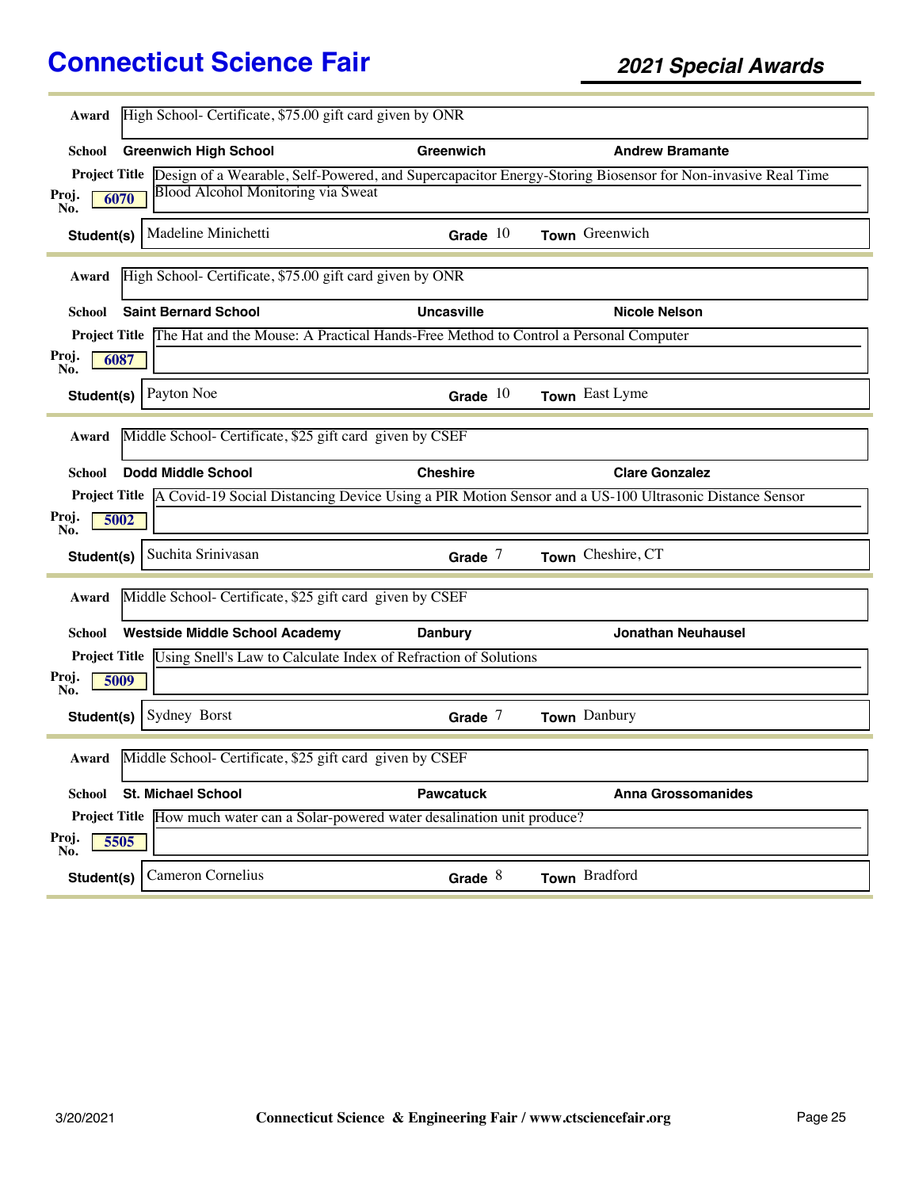# Connecticut Science Fair

## 2021 Special Awards

**Award** High School- Certificate, $75.00 gift card given by ONR

**School** Greenwich High School | Greenwich | Andrew Bramante

**Project Title** Design of a Wearable, Self-Powered, and Supercapacitor Energy-Storing Biosensor for Non-invasive Real Time Blood Alcohol Monitoring via Sweat

**Proj. No.** 6070

**Student(s)** Madeline Minichetti | **Grade** 10 | **Town** Greenwich

---

**Award** High School- Certificate, $75.00 gift card given by ONR

**School** Saint Bernard School | Uncasville | Nicole Nelson

**Project Title** The Hat and the Mouse: A Practical Hands-Free Method to Control a Personal Computer

**Proj. No.** 6087

**Student(s)** Payton Noe | **Grade** 10 | **Town** East Lyme

---

**Award** Middle School- Certificate, $25 gift card given by CSEF

**School** Dodd Middle School | Cheshire | Clare Gonzalez

**Project Title** A Covid-19 Social Distancing Device Using a PIR Motion Sensor and a US-100 Ultrasonic Distance Sensor

**Proj. No.** 5002

**Student(s)** Suchita Srinivasan | **Grade** 7 | **Town** Cheshire, CT

---

**Award** Middle School- Certificate, $25 gift card given by CSEF

**School** Westside Middle School Academy | Danbury | Jonathan Neuhausel

**Project Title** Using Snell's Law to Calculate Index of Refraction of Solutions

**Proj. No.** 5009

**Student(s)** Sydney Borst | **Grade** 7 | **Town** Danbury

---

**Award** Middle School- Certificate, $25 gift card given by CSEF

**School** St. Michael School | Pawcatuck | Anna Grossomanides

**Project Title** How much water can a Solar-powered water desalination unit produce?

**Proj. No.** 5505

**Student(s)** Cameron Cornelius | **Grade** 8 | **Town** Bradford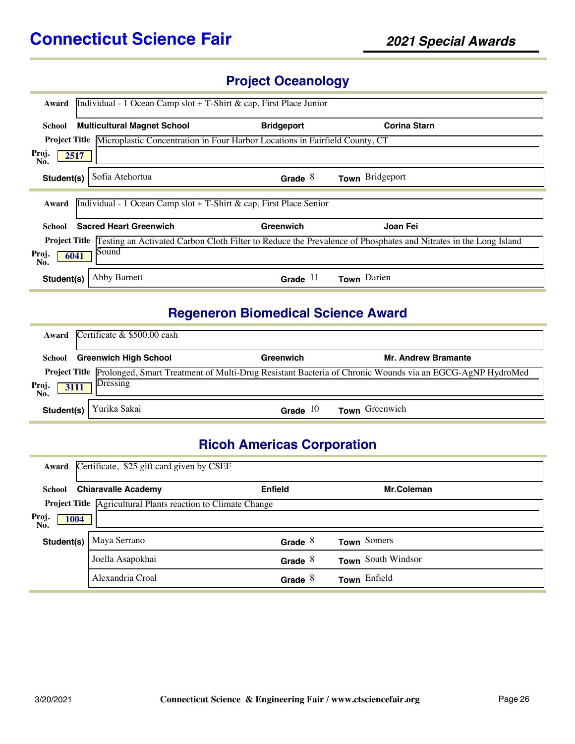# Connecticut Science Fair

## 2021 Special Awards

## Project Oceanology

**Award** Individual - 1 Ocean Camp slot + T-Shirt & cap, First Place Junior

**School** Multicultural Magnet School | Bridgeport | Corina Starn

**Project Title** Microplastic Concentration in Four Harbor Locations in Fairfield County, CT

**Proj. No.** 2517

| Student(s) | Grade | Town |
|---|---|---|
| Sofia Atehortua | 8 | Bridgeport |

**Award** Individual - 1 Ocean Camp slot + T-Shirt & cap, First Place Senior

**School** Sacred Heart Greenwich | Greenwich | Joan Fei

**Project Title** Testing an Activated Carbon Cloth Filter to Reduce the Prevalence of Phosphates and Nitrates in the Long Island Sound

**Proj. No.** 6041

| Student(s) | Grade | Town |
|---|---|---|
| Abby Barnett | 11 | Darien |

## Regeneron Biomedical Science Award

**Award** Certificate & $500.00 cash

**School** Greenwich High School | Greenwich | Mr. Andrew Bramante

**Project Title** Prolonged, Smart Treatment of Multi-Drug Resistant Bacteria of Chronic Wounds via an EGCG-AgNP HydroMed Dressing

**Proj. No.** 3111

| Student(s) | Grade | Town |
|---|---|---|
| Yurika Sakai | 10 | Greenwich |

## Ricoh Americas Corporation

**Award** Certificate, $25 gift card given by CSEF

**School** Chiaravalle Academy | Enfield | Mr.Coleman

**Project Title** Agricultural Plants reaction to Climate Change

**Proj. No.** 1004

| Student(s) | Grade | Town |
|---|---|---|
| Maya Serrano | 8 | Somers |
| Joella Asapokhai | 8 | South Windsor |
| Alexandria Croal | 8 | Enfield |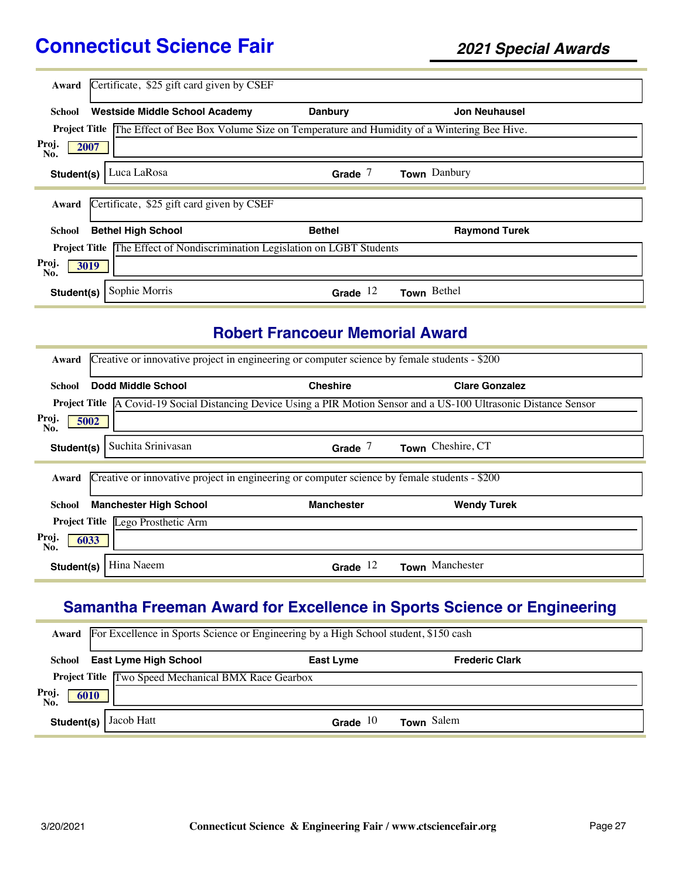| | |
|---|---|
| **Award** | Certificate, $25 gift card given by CSEF |
| **School** | **Westside Middle School Academy** — **Danbury** — **Jon Neuhausel** |
| **Project Title** | The Effect of Bee Box Volume Size on Temperature and Humidity of a Wintering Bee Hive. |
| **Proj. No.** | 2007 |
| **Student(s)** | Luca LaRosa — **Grade** 7 — **Town** Danbury |

| | |
|---|---|
| **Award** | Certificate, $25 gift card given by CSEF |
| **School** | **Bethel High School** — **Bethel** — **Raymond Turek** |
| **Project Title** | The Effect of Nondiscrimination Legislation on LGBT Students |
| **Proj. No.** | 3019 |
| **Student(s)** | Sophie Morris — **Grade** 12 — **Town** Bethel |

## Robert Francoeur Memorial Award

| | |
|---|---|
| **Award** | Creative or innovative project in engineering or computer science by female students - $200 |
| **School** | **Dodd Middle School** — **Cheshire** — **Clare Gonzalez** |
| **Project Title** | A Covid-19 Social Distancing Device Using a PIR Motion Sensor and a US-100 Ultrasonic Distance Sensor |
| **Proj. No.** | 5002 |
| **Student(s)** | Suchita Srinivasan — **Grade** 7 — **Town** Cheshire, CT |

| | |
|---|---|
| **Award** | Creative or innovative project in engineering or computer science by female students - $200 |
| **School** | **Manchester High School** — **Manchester** — **Wendy Turek** |
| **Project Title** | Lego Prosthetic Arm |
| **Proj. No.** | 6033 |
| **Student(s)** | Hina Naeem — **Grade** 12 — **Town** Manchester |

## Samantha Freeman Award for Excellence in Sports Science or Engineering

| | |
|---|---|
| **Award** | For Excellence in Sports Science or Engineering by a High School student, $150 cash |
| **School** | **East Lyme High School** — **East Lyme** — **Frederic Clark** |
| **Project Title** | Two Speed Mechanical BMX Race Gearbox |
| **Proj. No.** | 6010 |
| **Student(s)** | Jacob Hatt — **Grade** 10 — **Town** Salem |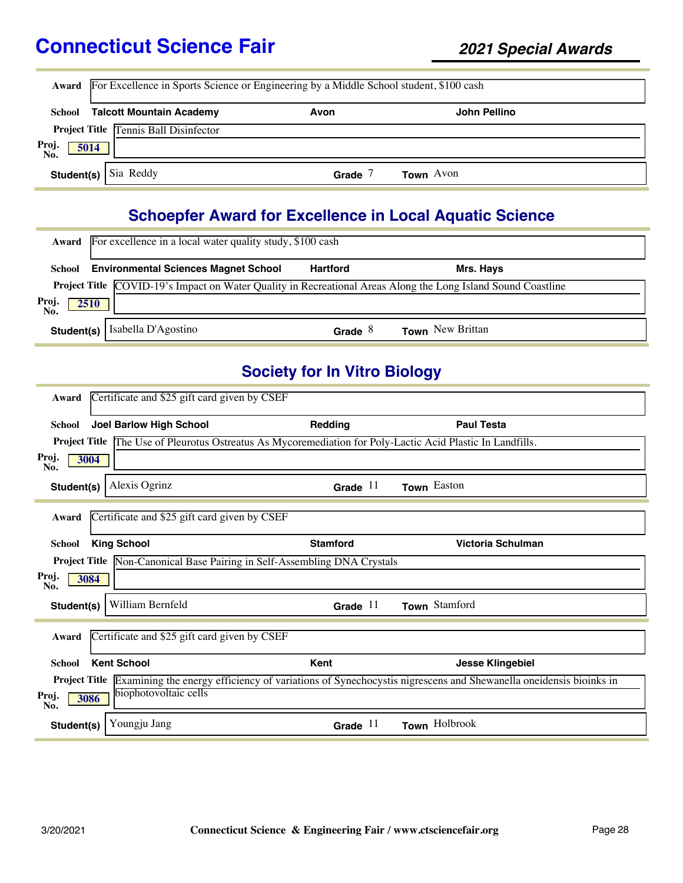# Connecticut Science Fair

## 2021 Special Awards

**Award** For Excellence in Sports Science or Engineering by a Middle School student, $100 cash

**School** Talcott Mountain Academy | Avon | John Pellino

**Project Title** Tennis Ball Disinfector

**Proj. No.** 5014

**Student(s)** Sia Reddy | **Grade** 7 | **Town** Avon

---

## Schoepfer Award for Excellence in Local Aquatic Science

**Award** For excellence in a local water quality study, $100 cash

**School** Environmental Sciences Magnet School | Hartford | Mrs. Hays

**Project Title** COVID-19's Impact on Water Quality in Recreational Areas Along the Long Island Sound Coastline

**Proj. No.** 2510

**Student(s)** Isabella D'Agostino | **Grade** 8 | **Town** New Brittan

---

## Society for In Vitro Biology

**Award** Certificate and $25 gift card given by CSEF

**School** Joel Barlow High School | Redding | Paul Testa

**Project Title** The Use of Pleurotus Ostreatus As Mycoremediation for Poly-Lactic Acid Plastic In Landfills.

**Proj. No.** 3004

**Student(s)** Alexis Ogrinz | **Grade** 11 | **Town** Easton

---

**Award** Certificate and $25 gift card given by CSEF

**School** King School | Stamford | Victoria Schulman

**Project Title** Non-Canonical Base Pairing in Self-Assembling DNA Crystals

**Proj. No.** 3084

**Student(s)** William Bernfeld | **Grade** 11 | **Town** Stamford

---

**Award** Certificate and $25 gift card given by CSEF

**School** Kent School | Kent | Jesse Klingebiel

**Project Title** Examining the energy efficiency of variations of Synechocystis nigrescens and Shewanella oneidensis bioinks in biophotovoltaic cells

**Proj. No.** 3086

**Student(s)** Youngju Jang | **Grade** 11 | **Town** Holbrook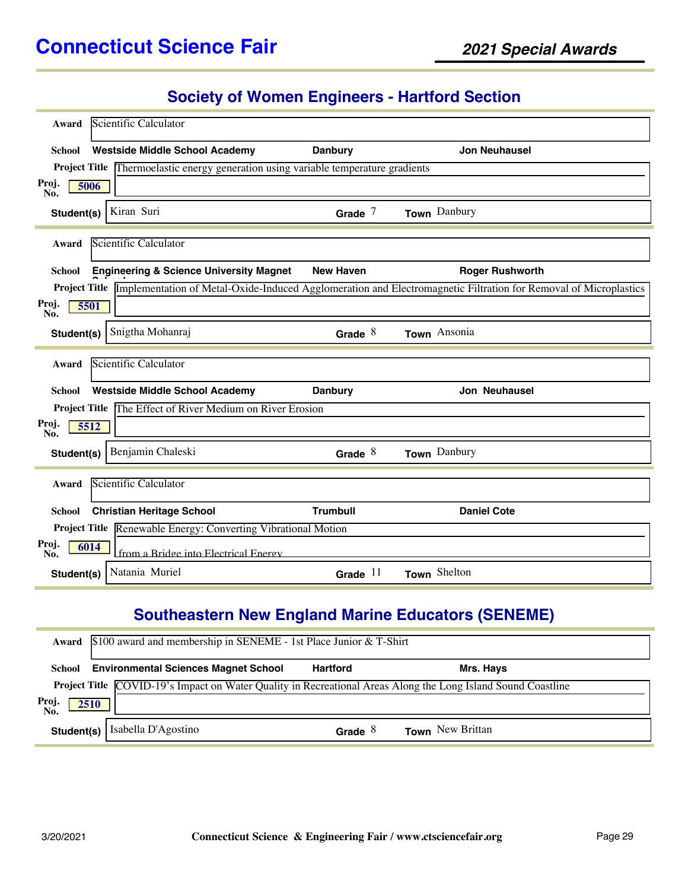# Connecticut Science Fair

## 2021 Special Awards

## Society of Women Engineers - Hartford Section

**Award** Scientific Calculator

**School** Westside Middle School Academy | Danbury | Jon Neuhausel

**Project Title** Thermoelastic energy generation using variable temperature gradients

**Proj. No.** 5006

**Student(s)** Kiran Suri | **Grade** 7 | **Town** Danbury

---

**Award** Scientific Calculator

**School** Engineering & Science University Magnet School | New Haven | Roger Rushworth

**Project Title** Implementation of Metal-Oxide-Induced Agglomeration and Electromagnetic Filtration for Removal of Microplastics

**Proj. No.** 5501

**Student(s)** Snigtha Mohanraj | **Grade** 8 | **Town** Ansonia

---

**Award** Scientific Calculator

**School** Westside Middle School Academy | Danbury | Jon Neuhausel

**Project Title** The Effect of River Medium on River Erosion

**Proj. No.** 5512

**Student(s)** Benjamin Chaleski | **Grade** 8 | **Town** Danbury

---

**Award** Scientific Calculator

**School** Christian Heritage School | Trumbull | Daniel Cote

**Project Title** Renewable Energy: Converting Vibrational Motion from a Bridge into Electrical Energy

**Proj. No.** 6014

**Student(s)** Natania Muriel | **Grade** 11 | **Town** Shelton

## Southeastern New England Marine Educators (SENEME)

**Award** $100 award and membership in SENEME - 1st Place Junior & T-Shirt

**School** Environmental Sciences Magnet School | Hartford | Mrs. Hays

**Project Title** COVID-19's Impact on Water Quality in Recreational Areas Along the Long Island Sound Coastline

**Proj. No.** 2510

**Student(s)** Isabella D'Agostino | **Grade** 8 | **Town** New Brittan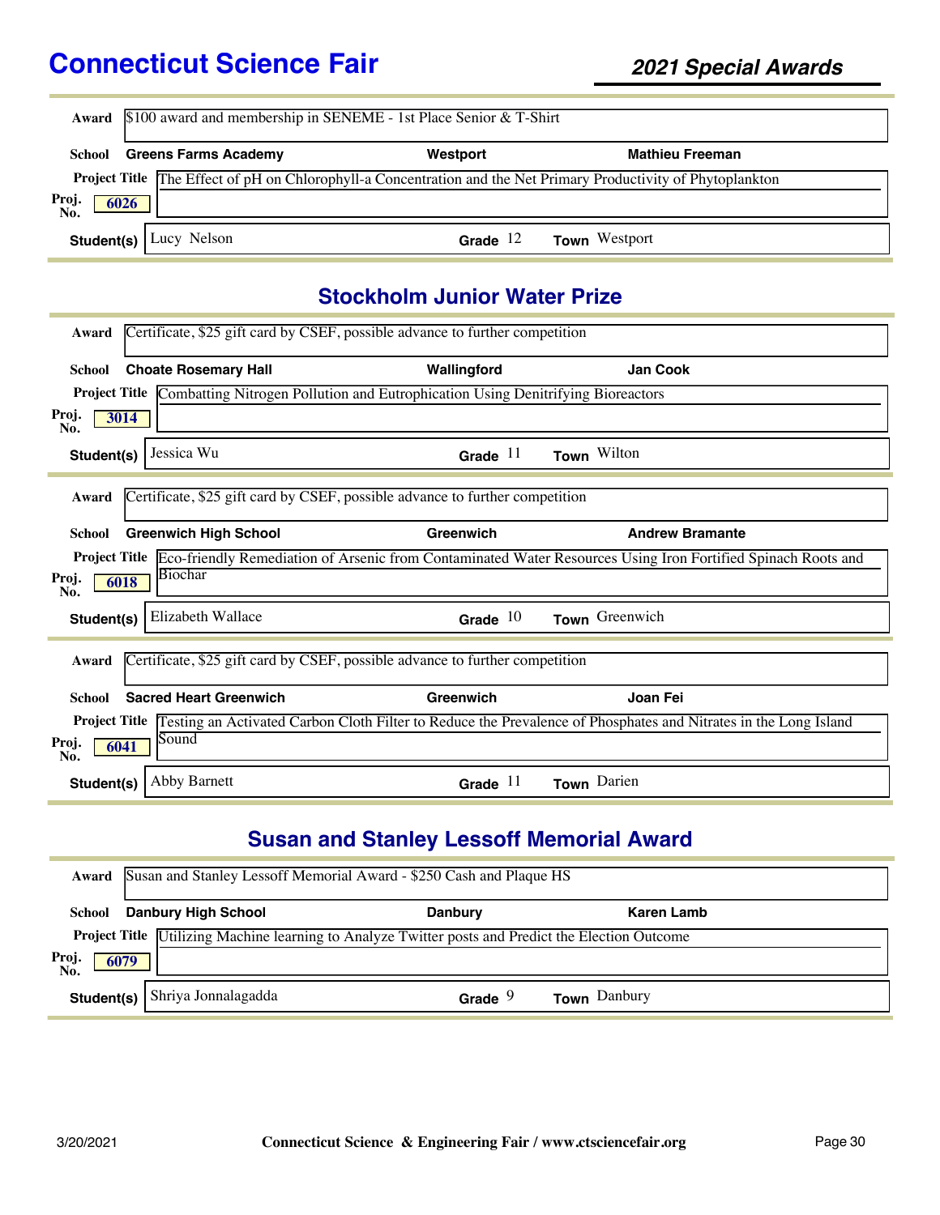| | |
|---|---|
| **Award** | $100 award and membership in SENEME - 1st Place Senior & T-Shirt |
| **School** | **Greens Farms Academy** — **Westport** — **Mathieu Freeman** |
| **Project Title** | The Effect of pH on Chlorophyll-a Concentration and the Net Primary Productivity of Phytoplankton |
| **Proj. No.** | 6026 |
| **Student(s)** | Lucy Nelson — **Grade** 12 — **Town** Westport |

## Stockholm Junior Water Prize

| | |
|---|---|
| **Award** | Certificate, $25 gift card by CSEF, possible advance to further competition |
| **School** | **Choate Rosemary Hall** — **Wallingford** — **Jan Cook** |
| **Project Title** | Combatting Nitrogen Pollution and Eutrophication Using Denitrifying Bioreactors |
| **Proj. No.** | 3014 |
| **Student(s)** | Jessica Wu — **Grade** 11 — **Town** Wilton |

| | |
|---|---|
| **Award** | Certificate, $25 gift card by CSEF, possible advance to further competition |
| **School** | **Greenwich High School** — **Greenwich** — **Andrew Bramante** |
| **Project Title** | Eco-friendly Remediation of Arsenic from Contaminated Water Resources Using Iron Fortified Spinach Roots and Biochar |
| **Proj. No.** | 6018 |
| **Student(s)** | Elizabeth Wallace — **Grade** 10 — **Town** Greenwich |

| | |
|---|---|
| **Award** | Certificate, $25 gift card by CSEF, possible advance to further competition |
| **School** | **Sacred Heart Greenwich** — **Greenwich** — **Joan Fei** |
| **Project Title** | Testing an Activated Carbon Cloth Filter to Reduce the Prevalence of Phosphates and Nitrates in the Long Island Sound |
| **Proj. No.** | 6041 |
| **Student(s)** | Abby Barnett — **Grade** 11 — **Town** Darien |

## Susan and Stanley Lessoff Memorial Award

| | |
|---|---|
| **Award** | Susan and Stanley Lessoff Memorial Award - $250 Cash and Plaque HS |
| **School** | **Danbury High School** — **Danbury** — **Karen Lamb** |
| **Project Title** | Utilizing Machine learning to Analyze Twitter posts and Predict the Election Outcome |
| **Proj. No.** | 6079 |
| **Student(s)** | Shriya Jonnalagadda — **Grade** 9 — **Town** Danbury |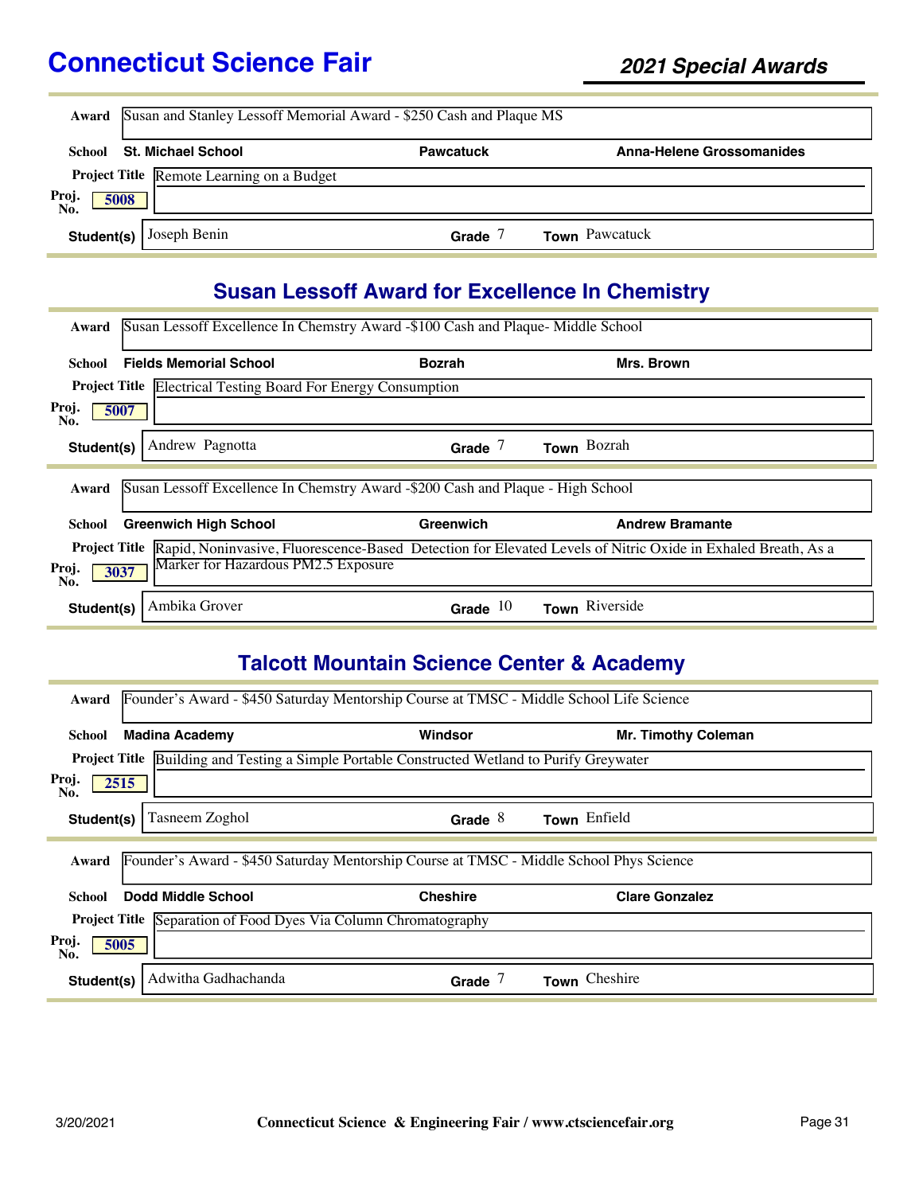# Connecticut Science Fair

## 2021 Special Awards

**Award** Susan and Stanley Lessoff Memorial Award - $250 Cash and Plaque MS

**School** St. Michael School — Pawcatuck — Anna-Helene Grossomanides

**Project Title** Remote Learning on a Budget

**Proj. No.** 5008

**Student(s)** Joseph Benin — **Grade** 7 — **Town** Pawcatuck

## Susan Lessoff Award for Excellence In Chemistry

**Award** Susan Lessoff Excellence In Chemstry Award -$100 Cash and Plaque- Middle School

**School** Fields Memorial School — Bozrah — Mrs. Brown

**Project Title** Electrical Testing Board For Energy Consumption

**Proj. No.** 5007

**Student(s)** Andrew Pagnotta — **Grade** 7 — **Town** Bozrah

---

**Award** Susan Lessoff Excellence In Chemstry Award -$200 Cash and Plaque - High School

**School** Greenwich High School — Greenwich — Andrew Bramante

**Project Title** Rapid, Noninvasive, Fluorescence-Based Detection for Elevated Levels of Nitric Oxide in Exhaled Breath, As a Marker for Hazardous PM2.5 Exposure

**Proj. No.** 3037

**Student(s)** Ambika Grover — **Grade** 10 — **Town** Riverside

## Talcott Mountain Science Center & Academy

**Award** Founder's Award - $450 Saturday Mentorship Course at TMSC - Middle School Life Science

**School** Madina Academy — Windsor — Mr. Timothy Coleman

**Project Title** Building and Testing a Simple Portable Constructed Wetland to Purify Greywater

**Proj. No.** 2515

**Student(s)** Tasneem Zoghol — **Grade** 8 — **Town** Enfield

---

**Award** Founder's Award - $450 Saturday Mentorship Course at TMSC - Middle School Phys Science

**School** Dodd Middle School — Cheshire — Clare Gonzalez

**Project Title** Separation of Food Dyes Via Column Chromatography

**Proj. No.** 5005

**Student(s)** Adwitha Gadhachanda — **Grade** 7 — **Town** Cheshire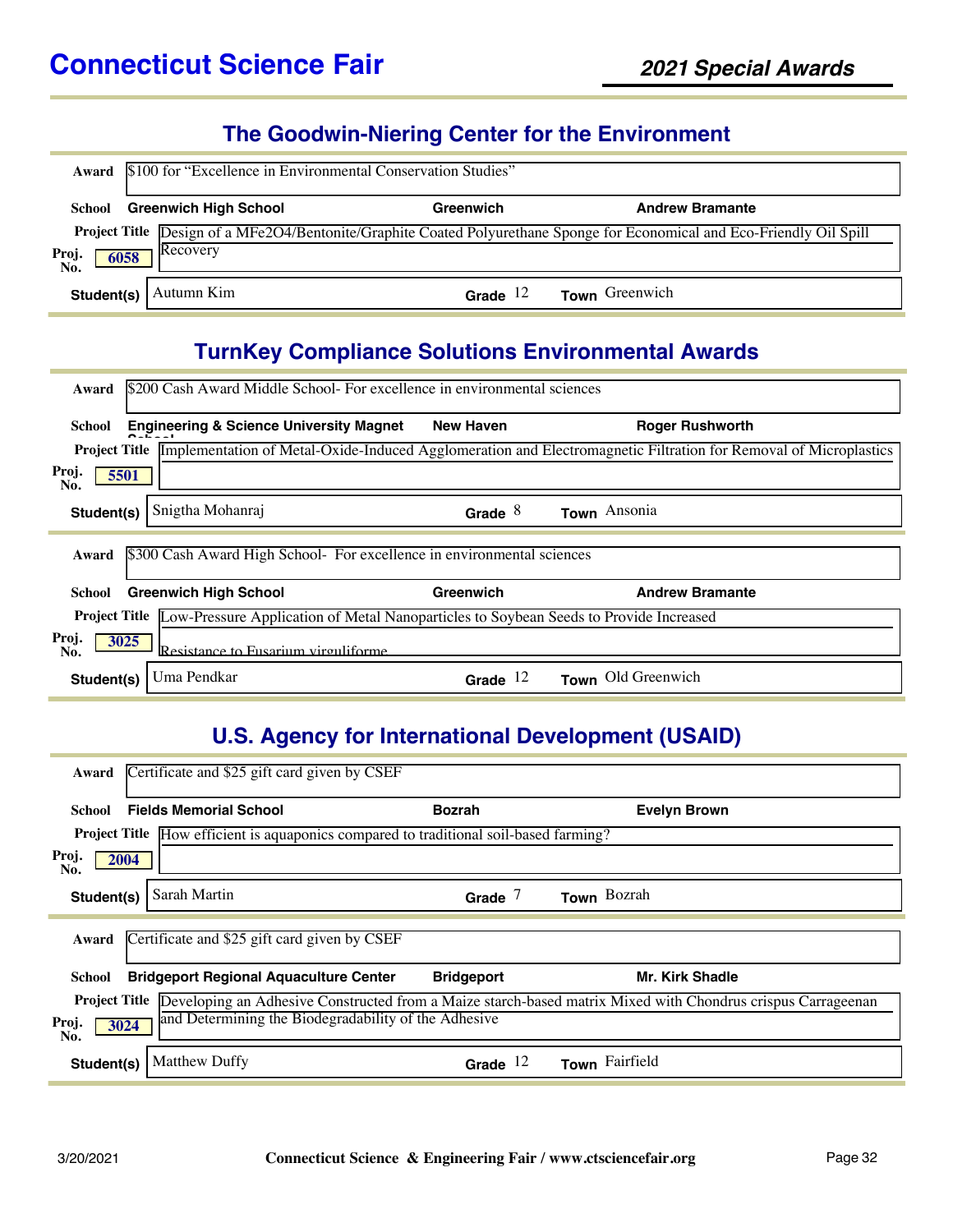## Connecticut Science Fair

### 2021 Special Awards

## The Goodwin-Niering Center for the Environment

**Award** $100 for “Excellence in Environmental Conservation Studies”

**School** **Greenwich High School** — **Greenwich** — **Andrew Bramante**

**Project Title** Design of a $MFe_2O_4$/Bentonite/Graphite Coated Polyurethane Sponge for Economical and Eco-Friendly Oil Spill Recovery

**Proj. No.** 6058

**Student(s)** Autumn Kim — **Grade** 12 — **Town** Greenwich

## TurnKey Compliance Solutions Environmental Awards

**Award** $200 Cash Award Middle School- For excellence in environmental sciences

**School** **Engineering & Science University Magnet School** — **New Haven** — **Roger Rushworth**

**Project Title** Implementation of Metal-Oxide-Induced Agglomeration and Electromagnetic Filtration for Removal of Microplastics

**Proj. No.** 5501

**Student(s)** Snigtha Mohanraj — **Grade** 8 — **Town** Ansonia

---

**Award** $300 Cash Award High School- For excellence in environmental sciences

**School** **Greenwich High School** — **Greenwich** — **Andrew Bramante**

**Project Title** Low-Pressure Application of Metal Nanoparticles to Soybean Seeds to Provide Increased Resistance to Fusarium virguliforme

**Proj. No.** 3025

**Student(s)** Uma Pendkar — **Grade** 12 — **Town** Old Greenwich

## U.S. Agency for International Development (USAID)

**Award** Certificate and $25 gift card given by CSEF

**School** **Fields Memorial School** — **Bozrah** — **Evelyn Brown**

**Project Title** How efficient is aquaponics compared to traditional soil-based farming?

**Proj. No.** 2004

**Student(s)** Sarah Martin — **Grade** 7 — **Town** Bozrah

---

**Award** Certificate and $25 gift card given by CSEF

**School** **Bridgeport Regional Aquaculture Center** — **Bridgeport** — **Mr. Kirk Shadle**

**Project Title** Developing an Adhesive Constructed from a Maize starch-based matrix Mixed with Chondrus crispus Carrageenan and Determining the Biodegradability of the Adhesive

**Proj. No.** 3024

**Student(s)** Matthew Duffy — **Grade** 12 — **Town** Fairfield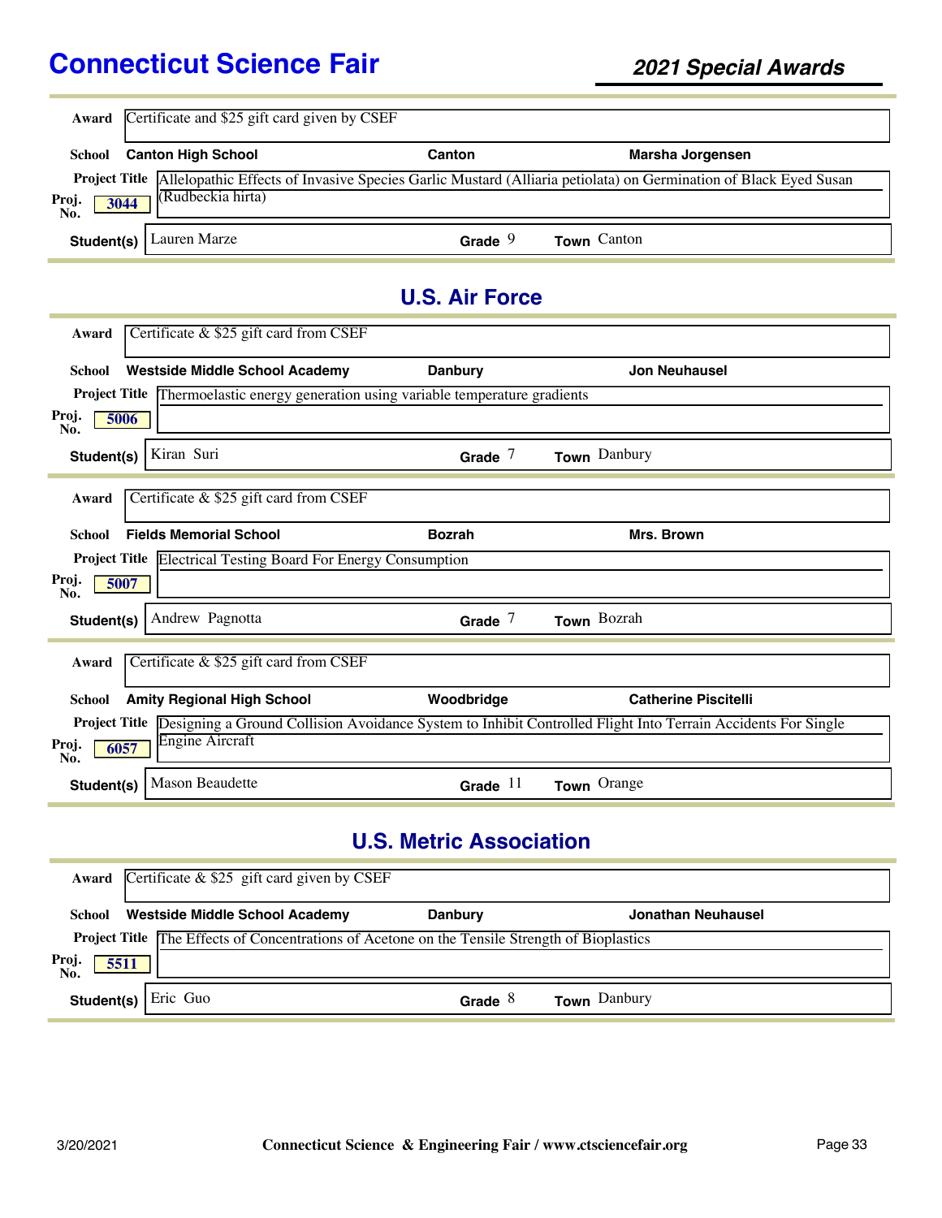**Award** Certificate and $25 gift card given by CSEF

**School** Canton High School | Canton | Marsha Jorgensen

**Project Title** Allelopathic Effects of Invasive Species Garlic Mustard (Alliaria petiolata) on Germination of Black Eyed Susan (Rudbeckia hirta)

**Proj. No.** 3044

**Student(s)** Lauren Marze | **Grade** 9 | **Town** Canton

## U.S. Air Force

**Award** Certificate & $25 gift card from CSEF

**School** Westside Middle School Academy | Danbury | Jon Neuhausel

**Project Title** Thermoelastic energy generation using variable temperature gradients

**Proj. No.** 5006

**Student(s)** Kiran Suri | **Grade** 7 | **Town** Danbury

---

**Award** Certificate & $25 gift card from CSEF

**School** Fields Memorial School | Bozrah | Mrs. Brown

**Project Title** Electrical Testing Board For Energy Consumption

**Proj. No.** 5007

**Student(s)** Andrew Pagnotta | **Grade** 7 | **Town** Bozrah

---

**Award** Certificate & $25 gift card from CSEF

**School** Amity Regional High School | Woodbridge | Catherine Piscitelli

**Project Title** Designing a Ground Collision Avoidance System to Inhibit Controlled Flight Into Terrain Accidents For Single Engine Aircraft

**Proj. No.** 6057

**Student(s)** Mason Beaudette | **Grade** 11 | **Town** Orange

## U.S. Metric Association

**Award** Certificate & $25 gift card given by CSEF

**School** Westside Middle School Academy | Danbury | Jonathan Neuhausel

**Project Title** The Effects of Concentrations of Acetone on the Tensile Strength of Bioplastics

**Proj. No.** 5511

**Student(s)** Eric Guo | **Grade** 8 | **Town** Danbury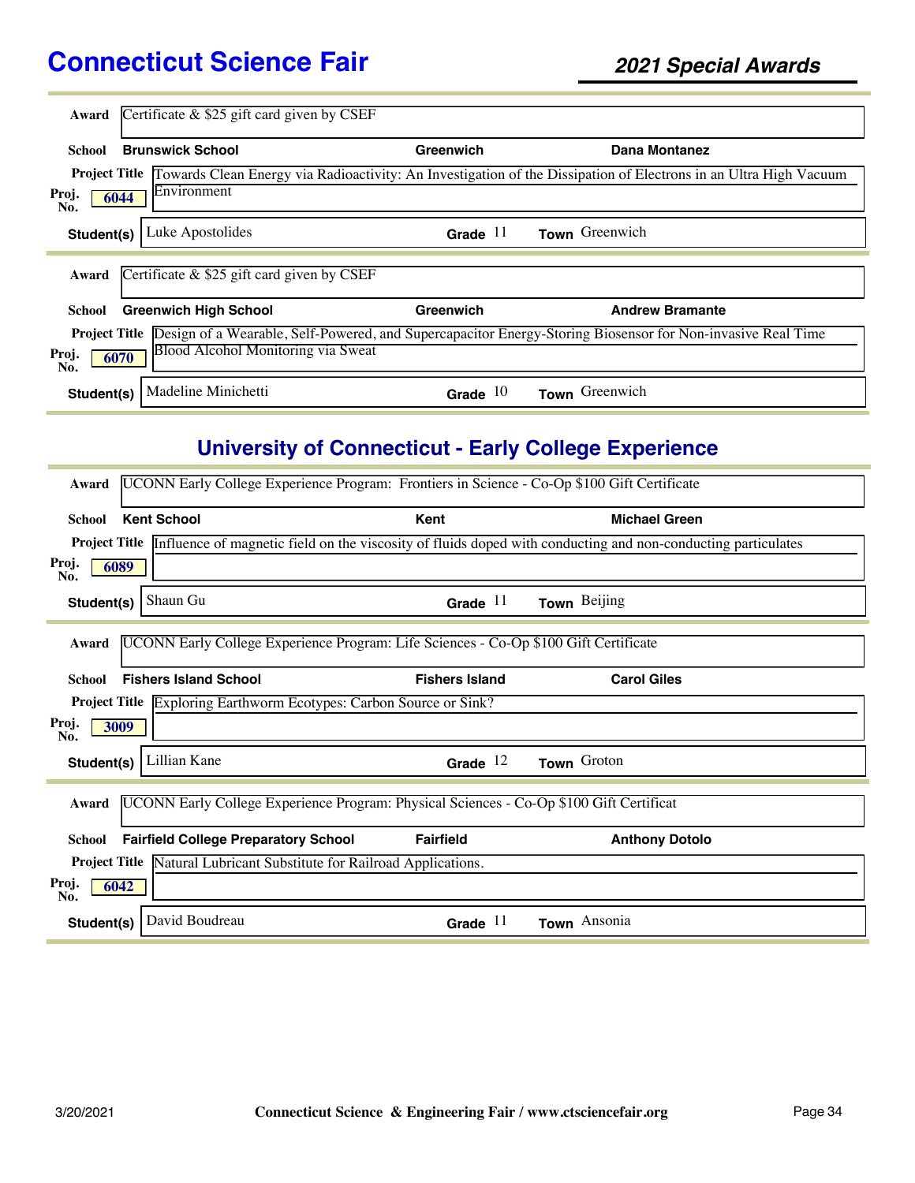**Award** Certificate & $25 gift card given by CSEF

**School** **Brunswick School** | **Greenwich** | **Dana Montanez**

**Project Title** Towards Clean Energy via Radioactivity: An Investigation of the Dissipation of Electrons in an Ultra High Vacuum Environment

**Proj. No.** 6044

**Student(s)** Luke Apostolides | **Grade** 11 | **Town** Greenwich

---

**Award** Certificate & $25 gift card given by CSEF

**School** **Greenwich High School** | **Greenwich** | **Andrew Bramante**

**Project Title** Design of a Wearable, Self-Powered, and Supercapacitor Energy-Storing Biosensor for Non-invasive Real Time Blood Alcohol Monitoring via Sweat

**Proj. No.** 6070

**Student(s)** Madeline Minichetti | **Grade** 10 | **Town** Greenwich

---

## University of Connecticut - Early College Experience

**Award** UCONN Early College Experience Program: Frontiers in Science - Co-Op $100 Gift Certificate

**School** **Kent School** | **Kent** | **Michael Green**

**Project Title** Influence of magnetic field on the viscosity of fluids doped with conducting and non-conducting particulates

**Proj. No.** 6089

**Student(s)** Shaun Gu | **Grade** 11 | **Town** Beijing

---

**Award** UCONN Early College Experience Program: Life Sciences - Co-Op $100 Gift Certificate

**School** **Fishers Island School** | **Fishers Island** | **Carol Giles**

**Project Title** Exploring Earthworm Ecotypes: Carbon Source or Sink?

**Proj. No.** 3009

**Student(s)** Lillian Kane | **Grade** 12 | **Town** Groton

---

**Award** UCONN Early College Experience Program: Physical Sciences - Co-Op $100 Gift Certificat

**School** **Fairfield College Preparatory School** | **Fairfield** | **Anthony Dotolo**

**Project Title** Natural Lubricant Substitute for Railroad Applications.

**Proj. No.** 6042

**Student(s)** David Boudreau | **Grade** 11 | **Town** Ansonia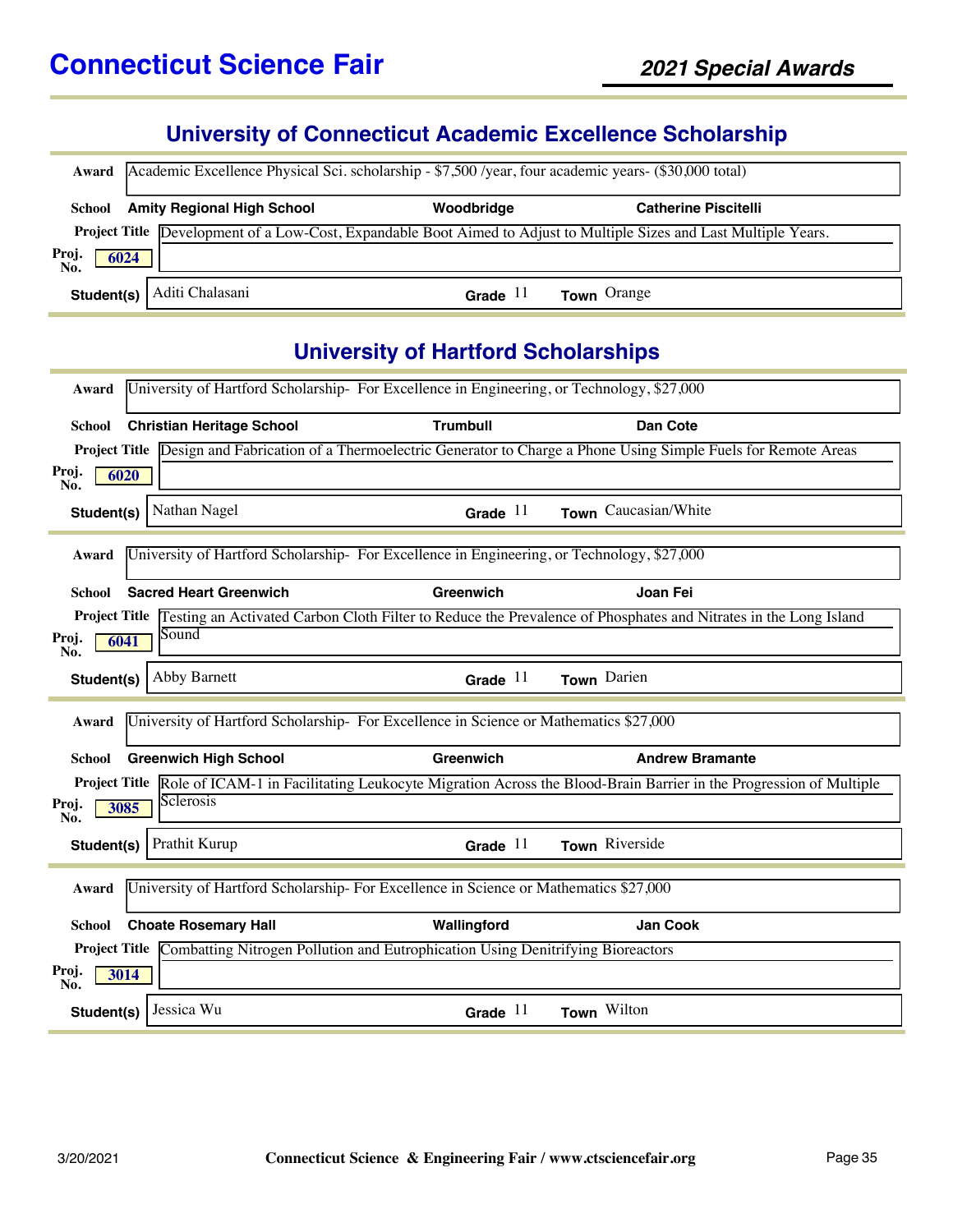## University of Connecticut Academic Excellence Scholarship

**Award** Academic Excellence Physical Sci. scholarship - $7,500 /year, four academic years- ($30,000 total)

**School** Amity Regional High School | Woodbridge | Catherine Piscitelli

**Project Title** Development of a Low-Cost, Expandable Boot Aimed to Adjust to Multiple Sizes and Last Multiple Years.

**Proj. No.** 6024

**Student(s)** Aditi Chalasani | **Grade** 11 | **Town** Orange

## University of Hartford Scholarships

**Award** University of Hartford Scholarship- For Excellence in Engineering, or Technology, $27,000

**School** Christian Heritage School | Trumbull | Dan Cote

**Project Title** Design and Fabrication of a Thermoelectric Generator to Charge a Phone Using Simple Fuels for Remote Areas

**Proj. No.** 6020

**Student(s)** Nathan Nagel | **Grade** 11 | **Town** Caucasian/White

---

**Award** University of Hartford Scholarship- For Excellence in Engineering, or Technology, $27,000

**School** Sacred Heart Greenwich | Greenwich | Joan Fei

**Project Title** Testing an Activated Carbon Cloth Filter to Reduce the Prevalence of Phosphates and Nitrates in the Long Island Sound

**Proj. No.** 6041

**Student(s)** Abby Barnett | **Grade** 11 | **Town** Darien

---

**Award** University of Hartford Scholarship- For Excellence in Science or Mathematics $27,000

**School** Greenwich High School | Greenwich | Andrew Bramante

**Project Title** Role of ICAM-1 in Facilitating Leukocyte Migration Across the Blood-Brain Barrier in the Progression of Multiple Sclerosis

**Proj. No.** 3085

**Student(s)** Prathit Kurup | **Grade** 11 | **Town** Riverside

---

**Award** University of Hartford Scholarship- For Excellence in Science or Mathematics $27,000

**School** Choate Rosemary Hall | Wallingford | Jan Cook

**Project Title** Combatting Nitrogen Pollution and Eutrophication Using Denitrifying Bioreactors

**Proj. No.** 3014

**Student(s)** Jessica Wu | **Grade** 11 | **Town** Wilton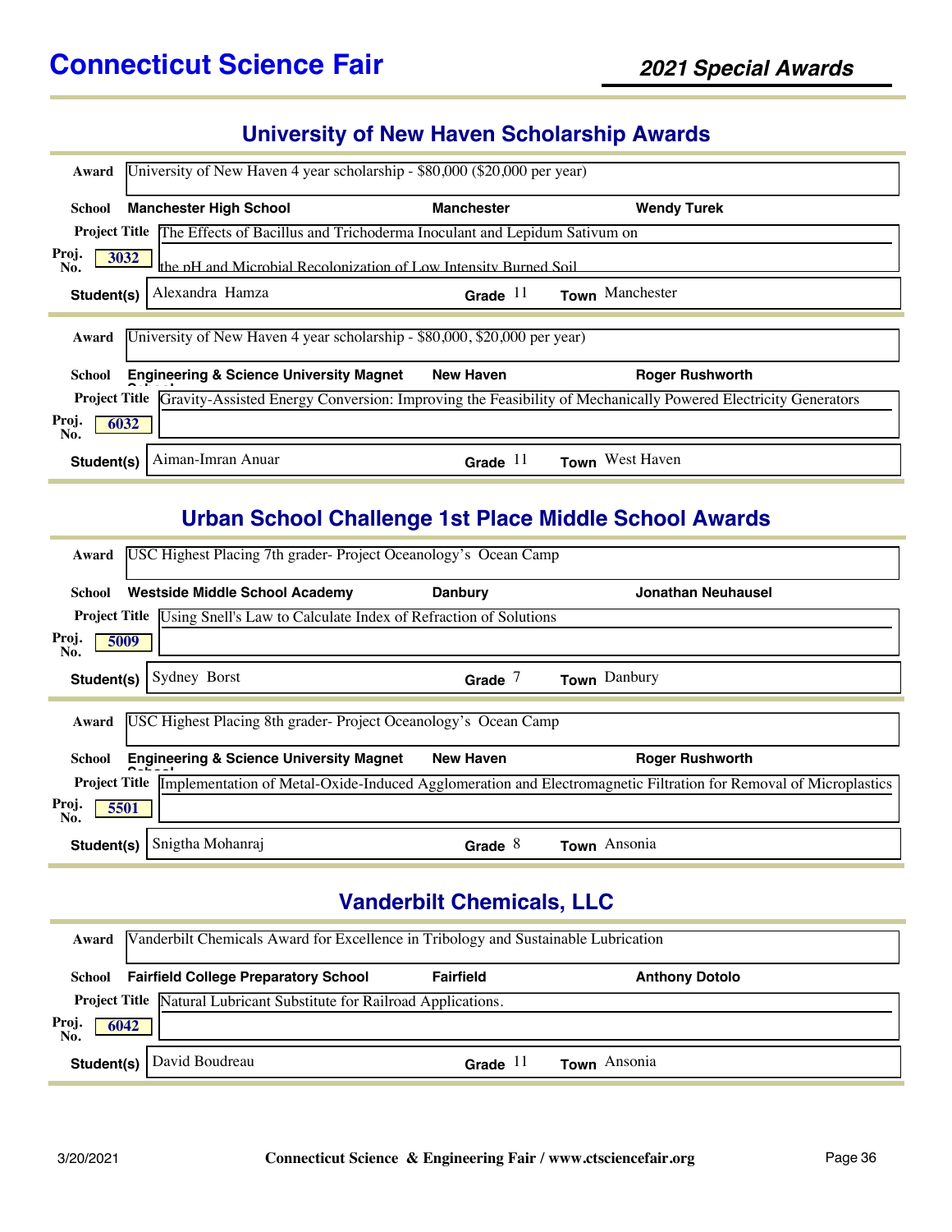# Connecticut Science Fair

## 2021 Special Awards

## University of New Haven Scholarship Awards

**Award** University of New Haven 4 year scholarship - $80,000 ($20,000 per year)

**School** Manchester High School | Manchester | Wendy Turek

**Project Title** The Effects of Bacillus and Trichoderma Inoculant and Lepidum Sativum on the pH and Microbial Recolonization of Low Intensity Burned Soil

**Proj. No.** 3032

**Student(s)** Alexandra Hamza | **Grade** 11 | **Town** Manchester

---

**Award** University of New Haven 4 year scholarship - $80,000, $20,000 per year)

**School** Engineering & Science University Magnet School | New Haven | Roger Rushworth

**Project Title** Gravity-Assisted Energy Conversion: Improving the Feasibility of Mechanically Powered Electricity Generators

**Proj. No.** 6032

**Student(s)** Aiman-Imran Anuar | **Grade** 11 | **Town** West Haven

## Urban School Challenge 1st Place Middle School Awards

**Award** USC Highest Placing 7th grader- Project Oceanology's Ocean Camp

**School** Westside Middle School Academy | Danbury | Jonathan Neuhausel

**Project Title** Using Snell's Law to Calculate Index of Refraction of Solutions

**Proj. No.** 5009

**Student(s)** Sydney Borst | **Grade** 7 | **Town** Danbury

---

**Award** USC Highest Placing 8th grader- Project Oceanology's Ocean Camp

**School** Engineering & Science University Magnet School | New Haven | Roger Rushworth

**Project Title** Implementation of Metal-Oxide-Induced Agglomeration and Electromagnetic Filtration for Removal of Microplastics

**Proj. No.** 5501

**Student(s)** Snigtha Mohanraj | **Grade** 8 | **Town** Ansonia

## Vanderbilt Chemicals, LLC

**Award** Vanderbilt Chemicals Award for Excellence in Tribology and Sustainable Lubrication

**School** Fairfield College Preparatory School | Fairfield | Anthony Dotolo

**Project Title** Natural Lubricant Substitute for Railroad Applications.

**Proj. No.** 6042

**Student(s)** David Boudreau | **Grade** 11 | **Town** Ansonia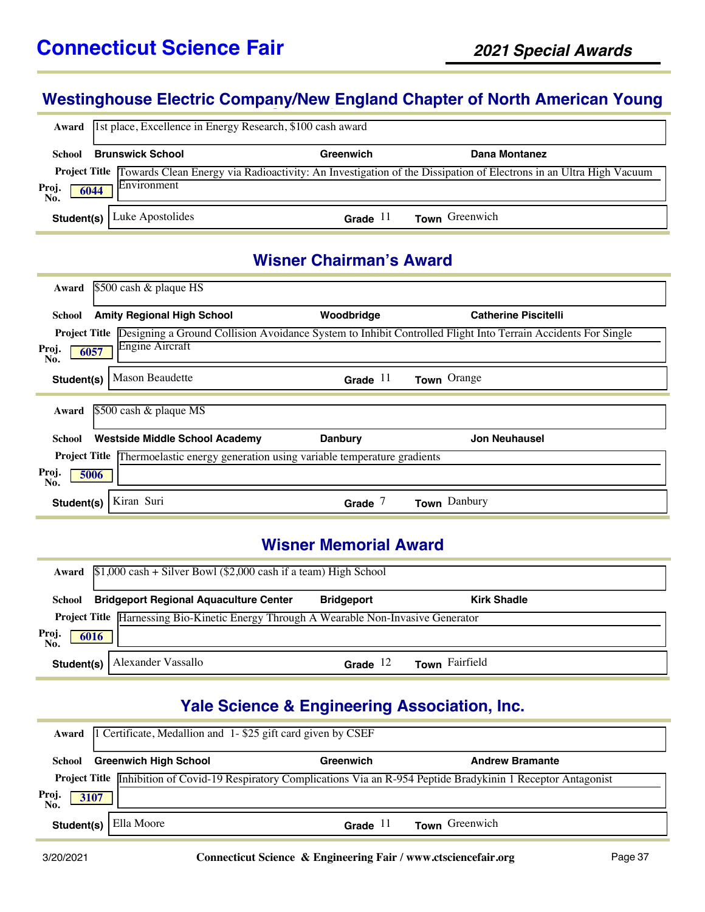## Westinghouse Electric Company/New England Chapter of North American Young

**Award** 1st place, Excellence in Energy Research, $100 cash award

**School** Brunswick School | Greenwich | Dana Montanez

**Project Title** Towards Clean Energy via Radioactivity: An Investigation of the Dissipation of Electrons in an Ultra High Vacuum Environment

**Proj. No.** 6044

**Student(s)** Luke Apostolides | **Grade** 11 | **Town** Greenwich

## Wisner Chairman's Award

**Award** $500 cash & plaque HS

**School** Amity Regional High School | Woodbridge | Catherine Piscitelli

**Project Title** Designing a Ground Collision Avoidance System to Inhibit Controlled Flight Into Terrain Accidents For Single Engine Aircraft

**Proj. No.** 6057

**Student(s)** Mason Beaudette | **Grade** 11 | **Town** Orange

**Award** $500 cash & plaque MS

**School** Westside Middle School Academy | Danbury | Jon Neuhausel

**Project Title** Thermoelastic energy generation using variable temperature gradients

**Proj. No.** 5006

**Student(s)** Kiran Suri | **Grade** 7 | **Town** Danbury

## Wisner Memorial Award

**Award** $1,000 cash + Silver Bowl ($2,000 cash if a team) High School

**School** Bridgeport Regional Aquaculture Center | Bridgeport | Kirk Shadle

**Project Title** Harnessing Bio-Kinetic Energy Through A Wearable Non-Invasive Generator

**Proj. No.** 6016

**Student(s)** Alexander Vassallo | **Grade** 12 | **Town** Fairfield

## Yale Science & Engineering Association, Inc.

**Award** 1 Certificate, Medallion and 1- $25 gift card given by CSEF

**School** Greenwich High School | Greenwich | Andrew Bramante

**Project Title** Inhibition of Covid-19 Respiratory Complications Via an R-954 Peptide Bradykinin 1 Receptor Antagonist

**Proj. No.** 3107

**Student(s)** Ella Moore | **Grade** 11 | **Town** Greenwich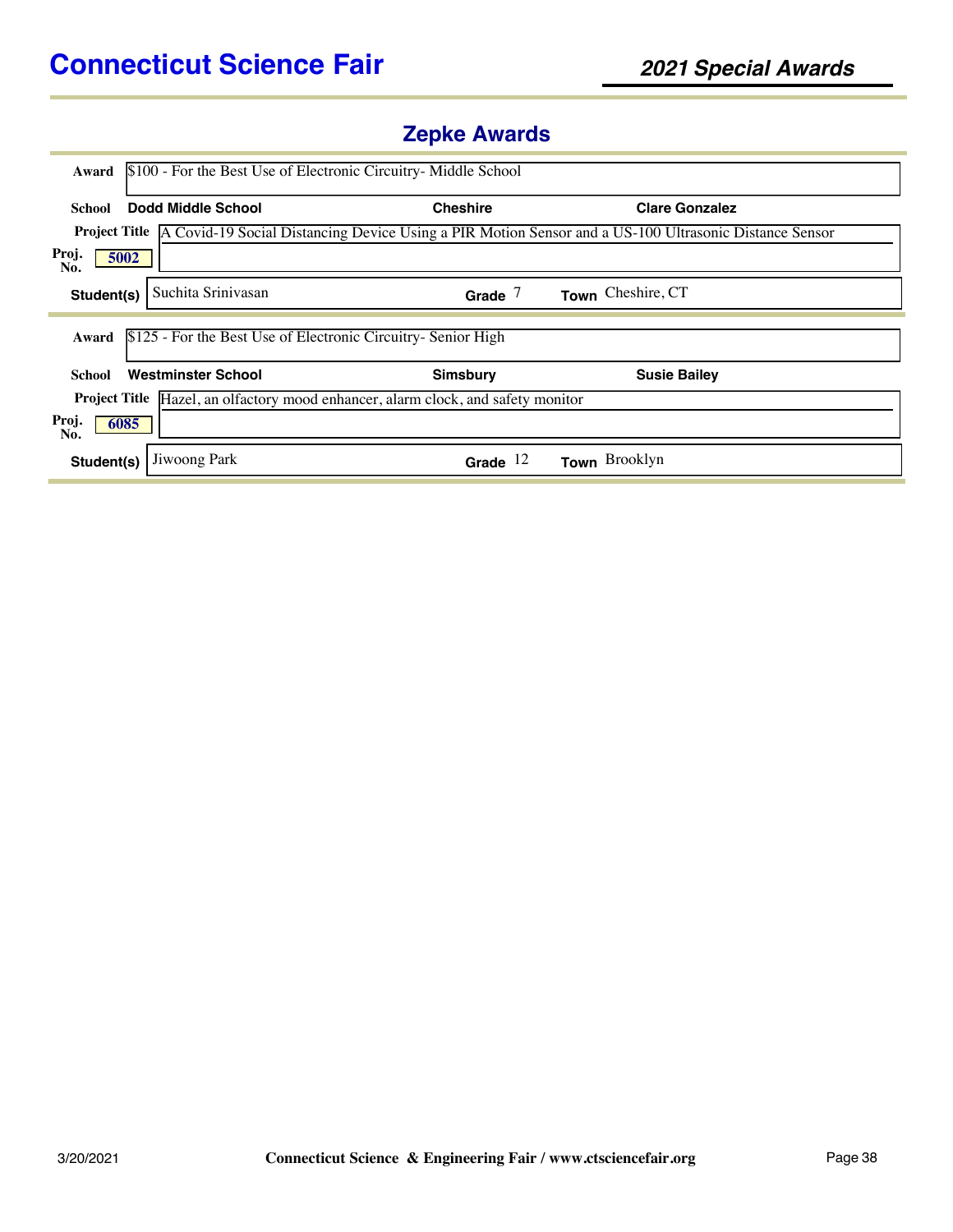# Connecticut Science Fair

## 2021 Special Awards

### Zepke Awards

**Award** $100 - For the Best Use of Electronic Circuitry- Middle School

**School** **Dodd Middle School** | **Cheshire** | **Clare Gonzalez**

**Project Title** A Covid-19 Social Distancing Device Using a PIR Motion Sensor and a US-100 Ultrasonic Distance Sensor

**Proj. No.** 5002

**Student(s)** Suchita Srinivasan | **Grade** 7 | **Town** Cheshire, CT

---

**Award** $125 - For the Best Use of Electronic Circuitry- Senior High

**School** **Westminster School** | **Simsbury** | **Susie Bailey**

**Project Title** Hazel, an olfactory mood enhancer, alarm clock, and safety monitor

**Proj. No.** 6085

**Student(s)** Jiwoong Park | **Grade** 12 | **Town** Brooklyn